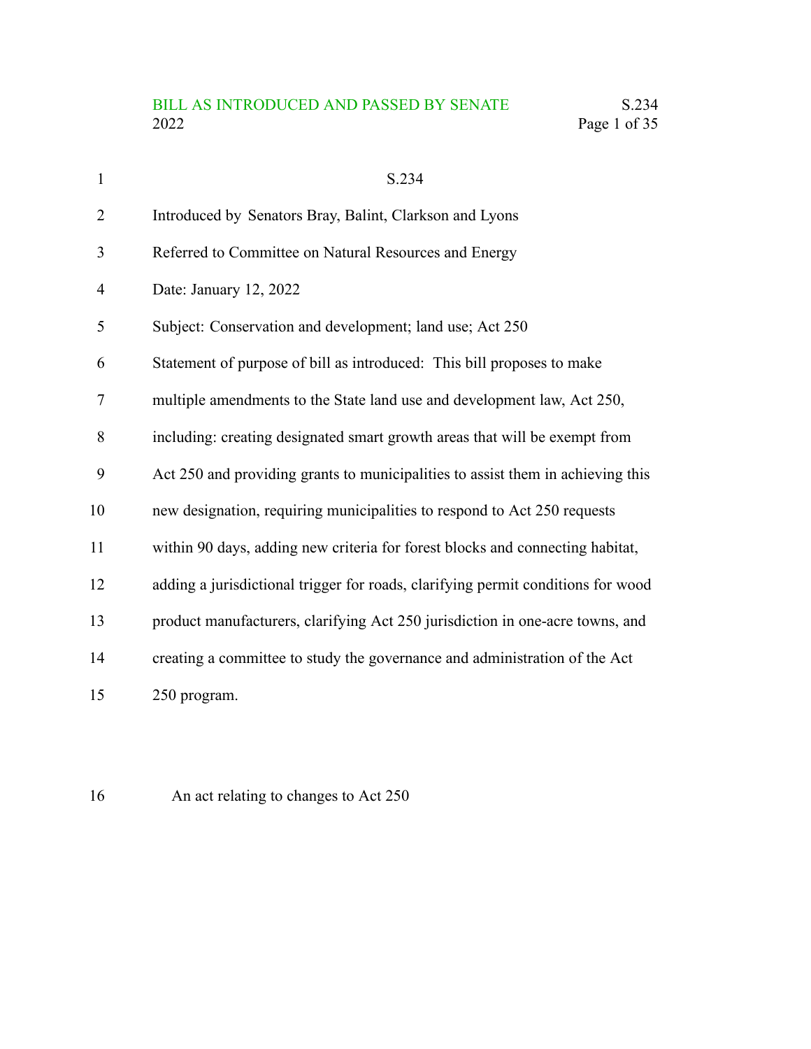# S.234

Introduced by Senators Bray, Balint, Clarkson and Lyons

Referred to Committee on Natural Resources and Energy

Date: January 12, 2022

Subject: Conservation and development; land use; Act 250

Statement of purpose of bill as introduced: This bill proposes to make multiple amendments to the State land use and development law, Act 250, including: creating designated smart growth areas that will be exempt from Act 250 and providing grants to municipalities to assist them in achieving this new designation, requiring municipalities to respond to Act 250 requests within 90 days, adding new criteria for forest blocks and connecting habitat, adding a jurisdictional trigger for roads, clarifying permit conditions for wood product manufacturers, clarifying Act 250 jurisdiction in one-acre towns, and creating a committee to study the governance and administration of the Act 250 program.

An act relating to changes to Act 250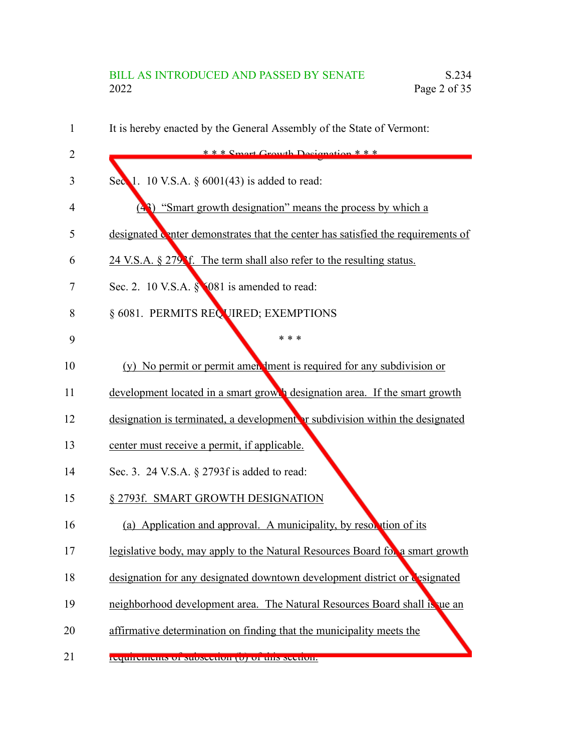It is hereby enacted by the General Assembly of the State of Vermont:

\* \* \* Smart Growth Designation \* \* \*

Sec. 1. 10 V.S.A. § 6001(43) is added to read:

(43) "Smart growth designation" means the process by which a designated center demonstrates that the center has satisfied the requirements of 24 V.S.A. § 2793f. The term shall also refer to the resulting status.

Sec. 2. 10 V.S.A. § 6081 is amended to read:

§ 6081. PERMITS REQUIRED; EXEMPTIONS

\* \* \*

(y) No permit or permit amendment is required for any subdivision or development located in a smart growth designation area. If the smart growth designation is terminated, a development or subdivision within the designated center must receive a permit, if applicable.

Sec. 3. 24 V.S.A. § 2793f is added to read:

§ 2793f. SMART GROWTH DESIGNATION

(a) Application and approval. A municipality, by resolution of its legislative body, may apply to the Natural Resources Board for a smart growth designation for any designated downtown development district or designated neighborhood development area. The Natural Resources Board shall issue an affirmative determination on finding that the municipality meets the requirements of subsection (b) of this section.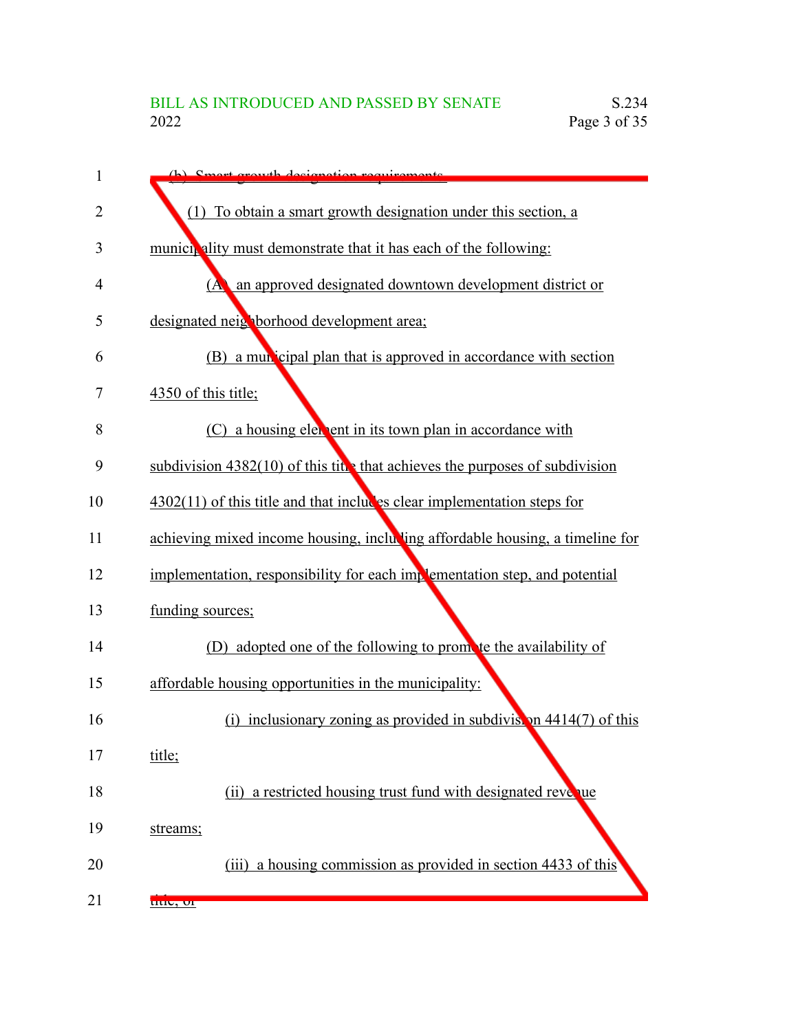(b) Smart growth designation requirements.

(1) To obtain a smart growth designation under this section, a municipality must demonstrate that it has each of the following:

(A) an approved designated downtown development district or designated neighborhood development area;

(B) a municipal plan that is approved in accordance with section 4350 of this title;

(C) a housing element in its town plan in accordance with subdivision 4382(10) of this title that achieves the purposes of subdivision 4302(11) of this title and that includes clear implementation steps for achieving mixed income housing, including affordable housing, a timeline for implementation, responsibility for each implementation step, and potential funding sources;

(D) adopted one of the following to promote the availability of affordable housing opportunities in the municipality:

(i) inclusionary zoning as provided in subdivision 4414(7) of this title;

(ii) a restricted housing trust fund with designated revenue streams;

(iii) a housing commission as provided in section 4433 of this title; or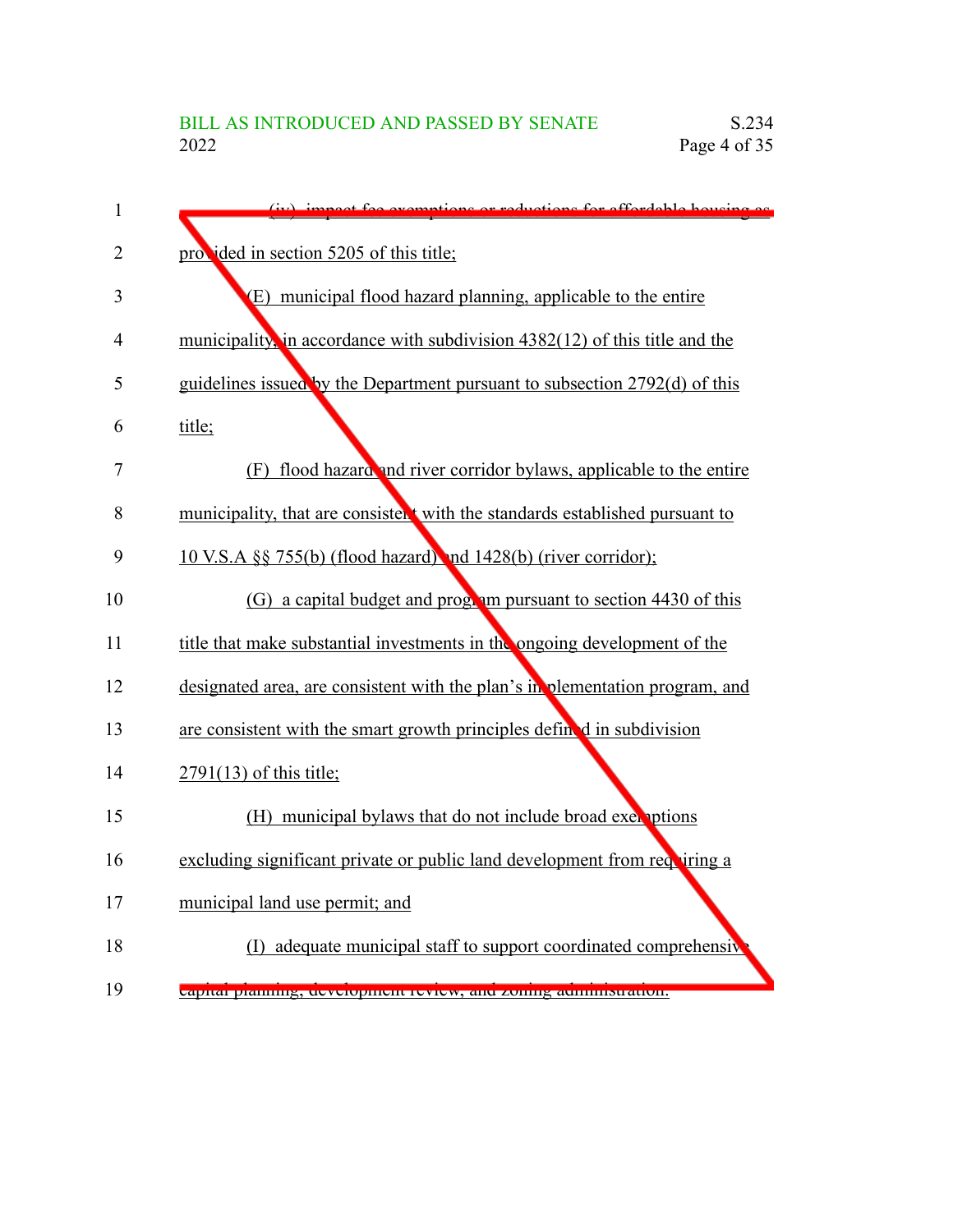(iv) impact fee exemptions or reductions for affordable housing as provided in section 5205 of this title;

(E) municipal flood hazard planning, applicable to the entire municipality, in accordance with subdivision 4382(12) of this title and the guidelines issued by the Department pursuant to subsection 2792(d) of this title;

(F) flood hazard and river corridor bylaws, applicable to the entire municipality, that are consistent with the standards established pursuant to 10 V.S.A §§ 755(b) (flood hazard) and 1428(b) (river corridor);

(G) a capital budget and program pursuant to section 4430 of this title that make substantial investments in the ongoing development of the designated area, are consistent with the plan's implementation program, and are consistent with the smart growth principles defined in subdivision 2791(13) of this title;

(H) municipal bylaws that do not include broad exemptions excluding significant private or public land development from requiring a municipal land use permit; and

(I) adequate municipal staff to support coordinated comprehensive capital planning, development review, and zoning administration.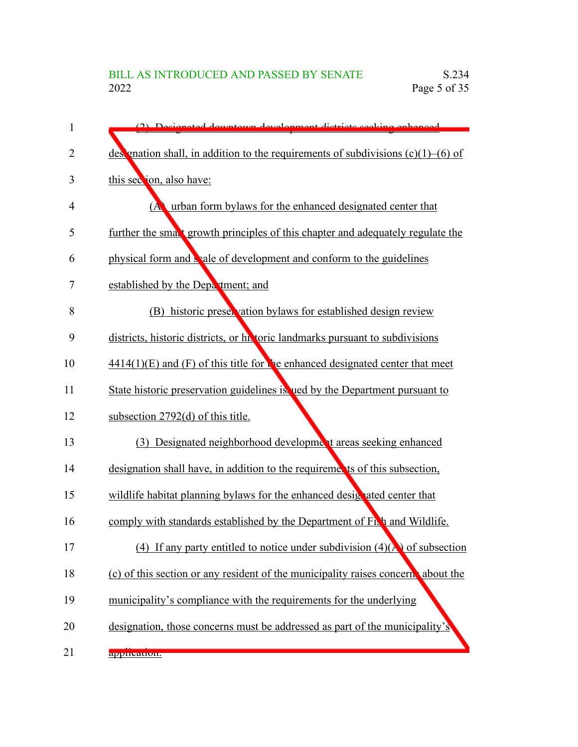(2) Designated downtown development districts seeking enhanced designation shall, in addition to the requirements of subdivisions (c)(1)–(6) of this section, also have:

(A) urban form bylaws for the enhanced designated center that further the smart growth principles of this chapter and adequately regulate the physical form and scale of development and conform to the guidelines established by the Department; and

(B) historic preservation bylaws for established design review districts, historic districts, or historic landmarks pursuant to subdivisions 4414(1)(E) and (F) of this title for the enhanced designated center that meet State historic preservation guidelines issued by the Department pursuant to subsection 2792(d) of this title.

(3) Designated neighborhood development areas seeking enhanced designation shall have, in addition to the requirements of this subsection, wildlife habitat planning bylaws for the enhanced designated center that comply with standards established by the Department of Fish and Wildlife.

(4) If any party entitled to notice under subdivision (4)(A) of subsection (c) of this section or any resident of the municipality raises concerns about the municipality's compliance with the requirements for the underlying designation, those concerns must be addressed as part of the municipality's application.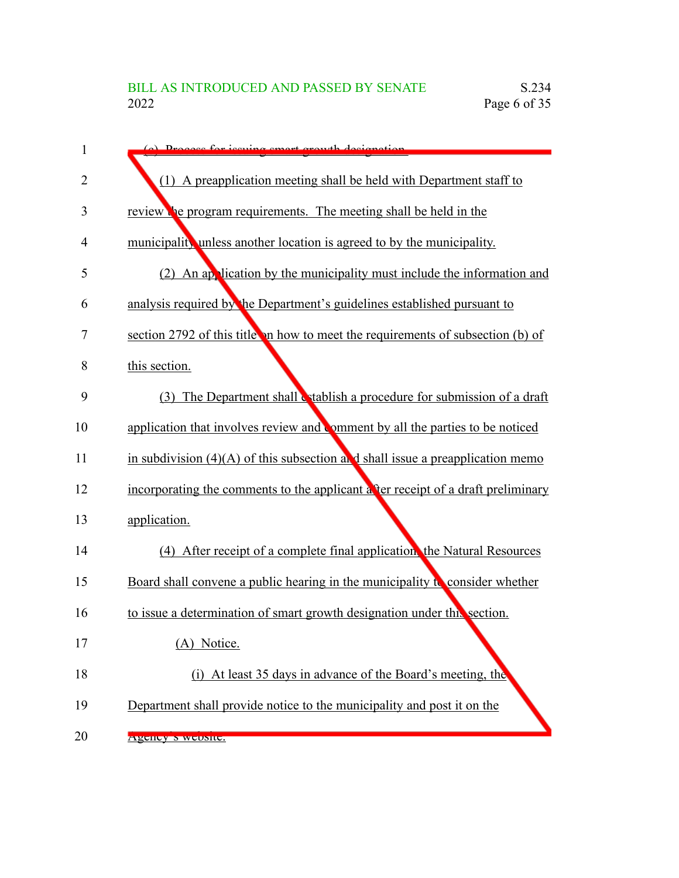(c) Process for issuing smart growth designation.

(1) A preapplication meeting shall be held with Department staff to review the program requirements. The meeting shall be held in the municipality unless another location is agreed to by the municipality.

(2) An application by the municipality must include the information and analysis required by the Department's guidelines established pursuant to section 2792 of this title on how to meet the requirements of subsection (b) of this section.

(3) The Department shall establish a procedure for submission of a draft application that involves review and comment by all the parties to be noticed in subdivision (4)(A) of this subsection and shall issue a preapplication memo incorporating the comments to the applicant after receipt of a draft preliminary application.

(4) After receipt of a complete final application, the Natural Resources Board shall convene a public hearing in the municipality to consider whether to issue a determination of smart growth designation under this section.

(A) Notice.

(i) At least 35 days in advance of the Board's meeting, the Department shall provide notice to the municipality and post it on the Agency's website.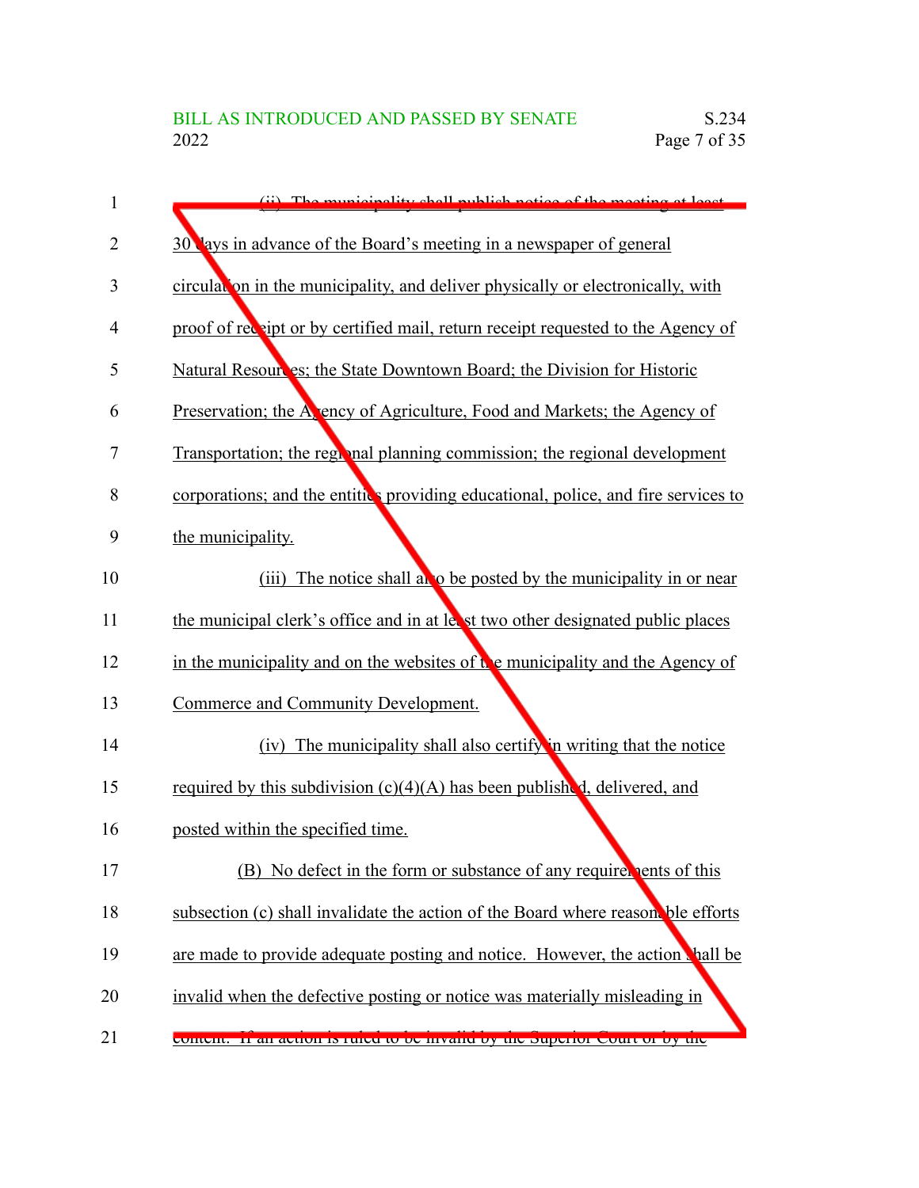(ii) The municipality shall publish notice of the meeting at least 30 days in advance of the Board's meeting in a newspaper of general circulation in the municipality, and deliver physically or electronically, with proof of receipt or by certified mail, return receipt requested to the Agency of Natural Resources; the State Downtown Board; the Division for Historic Preservation; the Agency of Agriculture, Food and Markets; the Agency of Transportation; the regional planning commission; the regional development corporations; and the entities providing educational, police, and fire services to the municipality.

(iii) The notice shall also be posted by the municipality in or near the municipal clerk's office and in at least two other designated public places in the municipality and on the websites of the municipality and the Agency of Commerce and Community Development.

(iv) The municipality shall also certify in writing that the notice required by this subdivision (c)(4)(A) has been published, delivered, and posted within the specified time.

(B) No defect in the form or substance of any requirements of this subsection (c) shall invalidate the action of the Board where reasonable efforts are made to provide adequate posting and notice. However, the action shall be invalid when the defective posting or notice was materially misleading in content. If an action is ruled to be invalid by the Superior Court or by the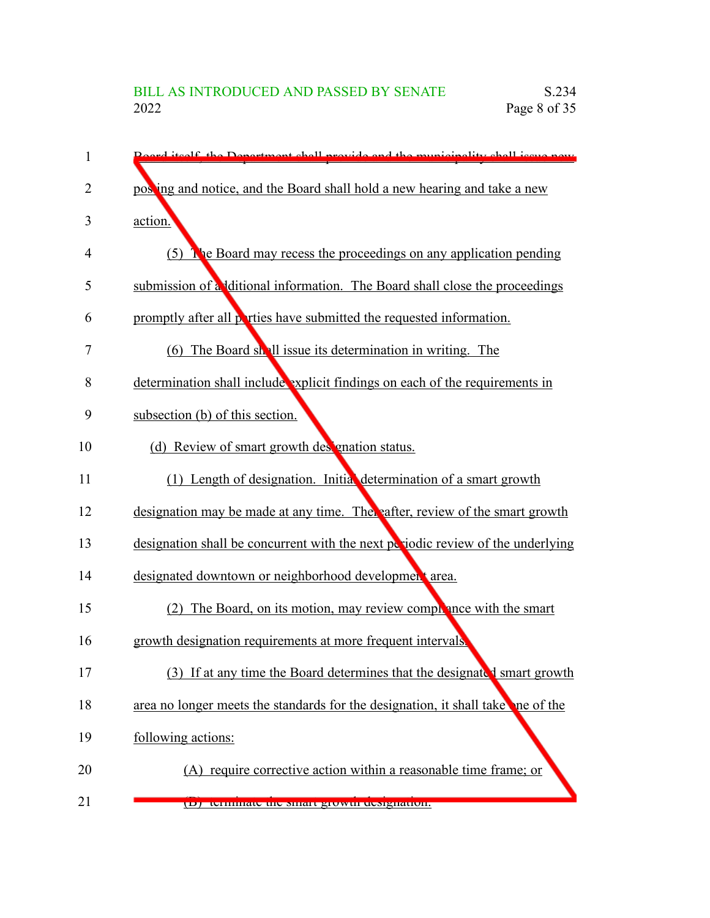Board itself, the Department shall provide and the municipality shall issue new posting and notice, and the Board shall hold a new hearing and take a new action.

(5) The Board may recess the proceedings on any application pending submission of additional information. The Board shall close the proceedings promptly after all parties have submitted the requested information.

(6) The Board shall issue its determination in writing. The determination shall include explicit findings on each of the requirements in subsection (b) of this section.

(d) Review of smart growth designation status.

(1) Length of designation. Initial determination of a smart growth designation may be made at any time. Thereafter, review of the smart growth designation shall be concurrent with the next periodic review of the underlying designated downtown or neighborhood development area.

(2) The Board, on its motion, may review compliance with the smart growth designation requirements at more frequent intervals.

(3) If at any time the Board determines that the designated smart growth area no longer meets the standards for the designation, it shall take one of the following actions:

(A) require corrective action within a reasonable time frame; or

(B) terminate the smart growth designation.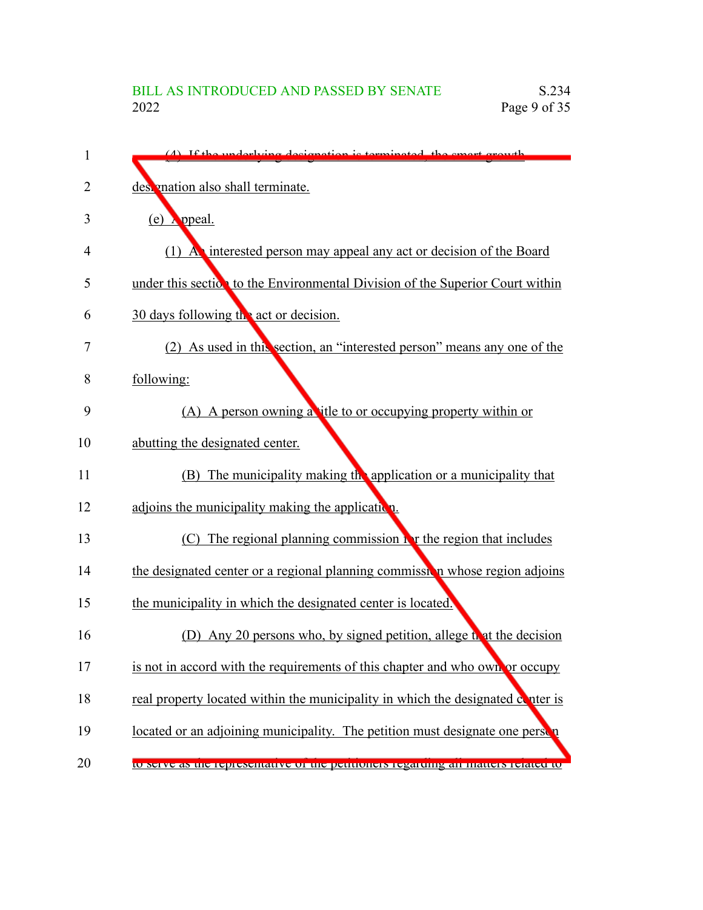(4) If the underlying designation is terminated, the smart growth designation also shall terminate.

(e) Appeal.

(1) An interested person may appeal any act or decision of the Board under this section to the Environmental Division of the Superior Court within 30 days following the act or decision.

(2) As used in this section, an "interested person" means any one of the following:

(A) A person owning a title to or occupying property within or abutting the designated center.

(B) The municipality making the application or a municipality that adjoins the municipality making the application.

(C) The regional planning commission for the region that includes the designated center or a regional planning commission whose region adjoins the municipality in which the designated center is located.

(D) Any 20 persons who, by signed petition, allege that the decision is not in accord with the requirements of this chapter and who own or occupy real property located within the municipality in which the designated center is located or an adjoining municipality. The petition must designate one person to serve as the representative of the petitioners regarding all matters related to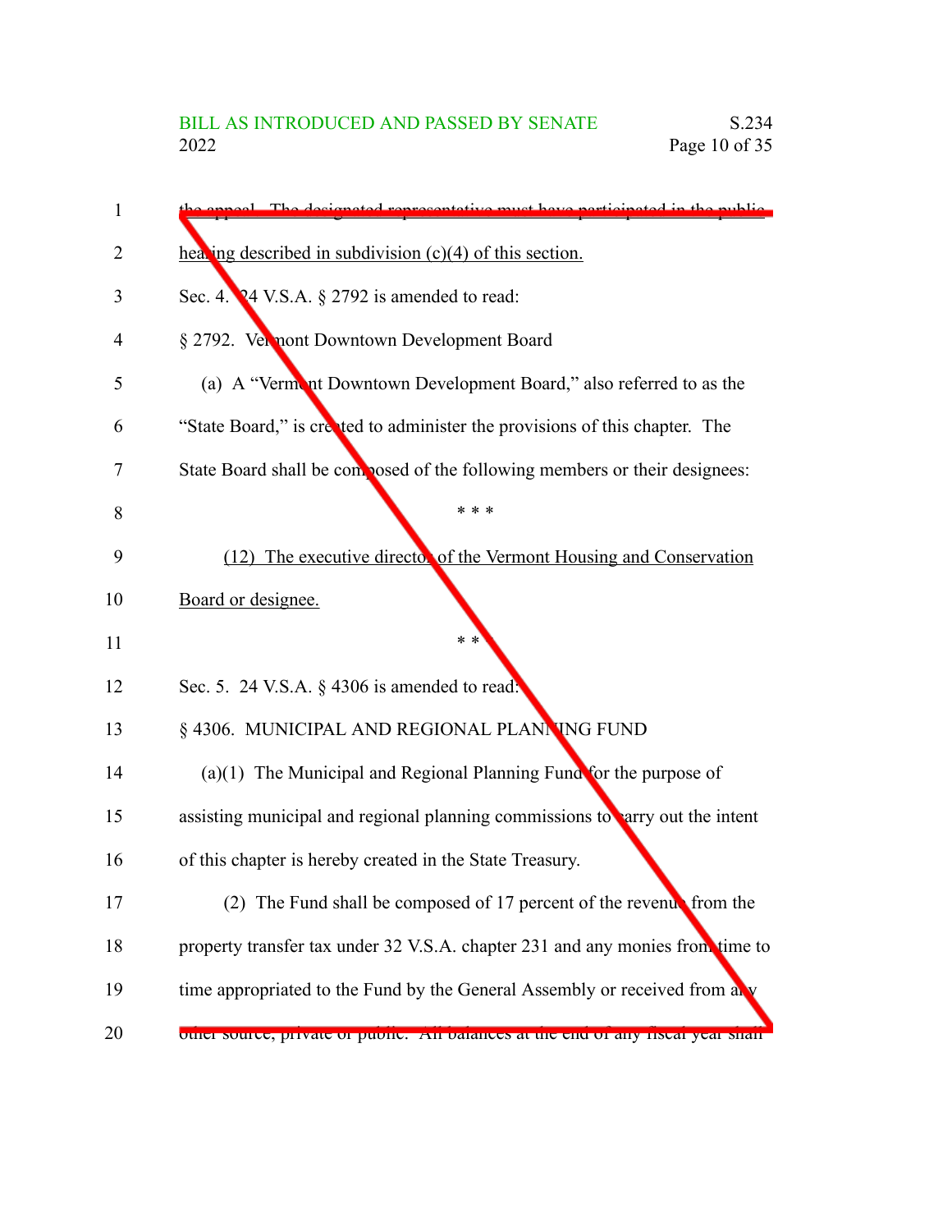the appeal. The designated representative must have participated in the public hearing described in subdivision (c)(4) of this section.

Sec. 4. 24 V.S.A. § 2792 is amended to read:

§ 2792. Vermont Downtown Development Board

(a) A "Vermont Downtown Development Board," also referred to as the "State Board," is created to administer the provisions of this chapter. The State Board shall be composed of the following members or their designees:

\* \* \*

(12) The executive director of the Vermont Housing and Conservation Board or designee.

\* \* \*

Sec. 5. 24 V.S.A. § 4306 is amended to read:

§ 4306. MUNICIPAL AND REGIONAL PLANNING FUND

(a)(1) The Municipal and Regional Planning Fund for the purpose of assisting municipal and regional planning commissions to carry out the intent of this chapter is hereby created in the State Treasury.

(2) The Fund shall be composed of 17 percent of the revenue from the property transfer tax under 32 V.S.A. chapter 231 and any monies from time to time appropriated to the Fund by the General Assembly or received from any other source, private or public. All balances at the end of any fiscal year shall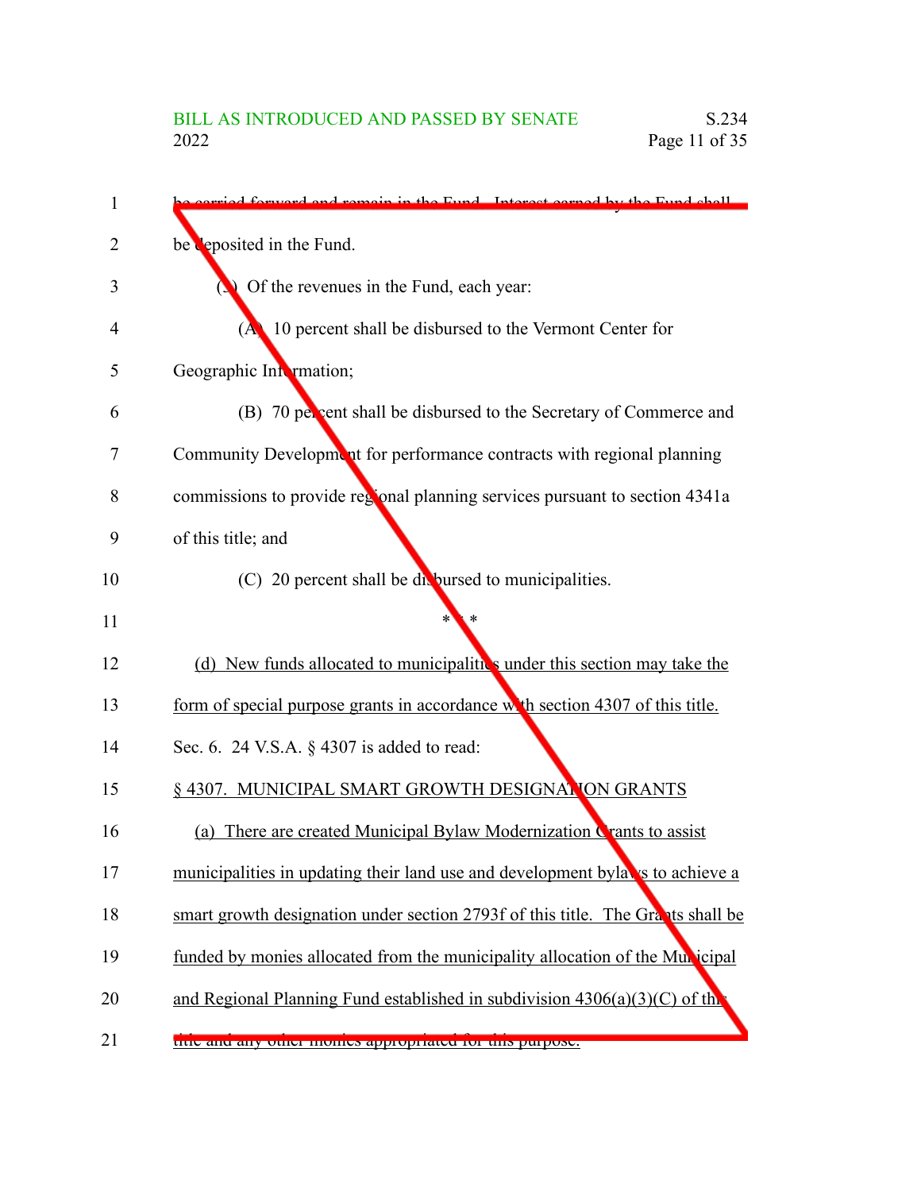be carried forward and remain in the Fund. Interest earned by the Fund shall be deposited in the Fund.

(3) Of the revenues in the Fund, each year:

(A) 10 percent shall be disbursed to the Vermont Center for Geographic Information;

(B) 70 percent shall be disbursed to the Secretary of Commerce and Community Development for performance contracts with regional planning commissions to provide regional planning services pursuant to section 4341a of this title; and

(C) 20 percent shall be disbursed to municipalities.

\* \* \*

(d) New funds allocated to municipalities under this section may take the form of special purpose grants in accordance with section 4307 of this title.

Sec. 6. 24 V.S.A. § 4307 is added to read:

§ 4307. MUNICIPAL SMART GROWTH DESIGNATION GRANTS

(a) There are created Municipal Bylaw Modernization Grants to assist municipalities in updating their land use and development bylaws to achieve a smart growth designation under section 2793f of this title. The Grants shall be funded by monies allocated from the municipality allocation of the Municipal and Regional Planning Fund established in subdivision 4306(a)(3)(C) of this title and any other monies appropriated for this purpose.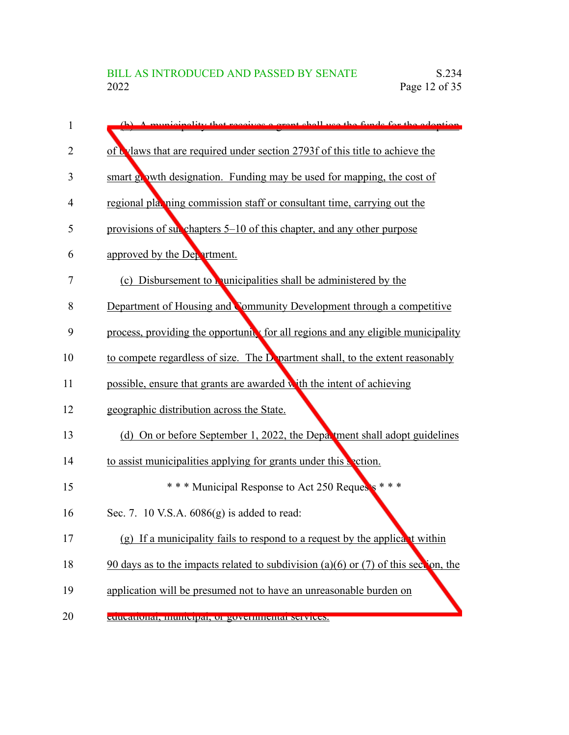(b) A municipality that receives a grant shall use the funds for the adoption of bylaws that are required under section 2793f of this title to achieve the smart growth designation. Funding may be used for mapping, the cost of regional planning commission staff or consultant time, carrying out the provisions of subchapters 5–10 of this chapter, and any other purpose approved by the Department.

(c) Disbursement to municipalities shall be administered by the Department of Housing and Community Development through a competitive process, providing the opportunity for all regions and any eligible municipality to compete regardless of size. The Department shall, to the extent reasonably possible, ensure that grants are awarded with the intent of achieving geographic distribution across the State.

(d) On or before September 1, 2022, the Department shall adopt guidelines to assist municipalities applying for grants under this section.

\* \* \* Municipal Response to Act 250 Requests \* \* \*

Sec. 7. 10 V.S.A. 6086(g) is added to read:

(g) If a municipality fails to respond to a request by the applicant within 90 days as to the impacts related to subdivision (a)(6) or (7) of this section, the application will be presumed not to have an unreasonable burden on educational, municipal, or governmental services.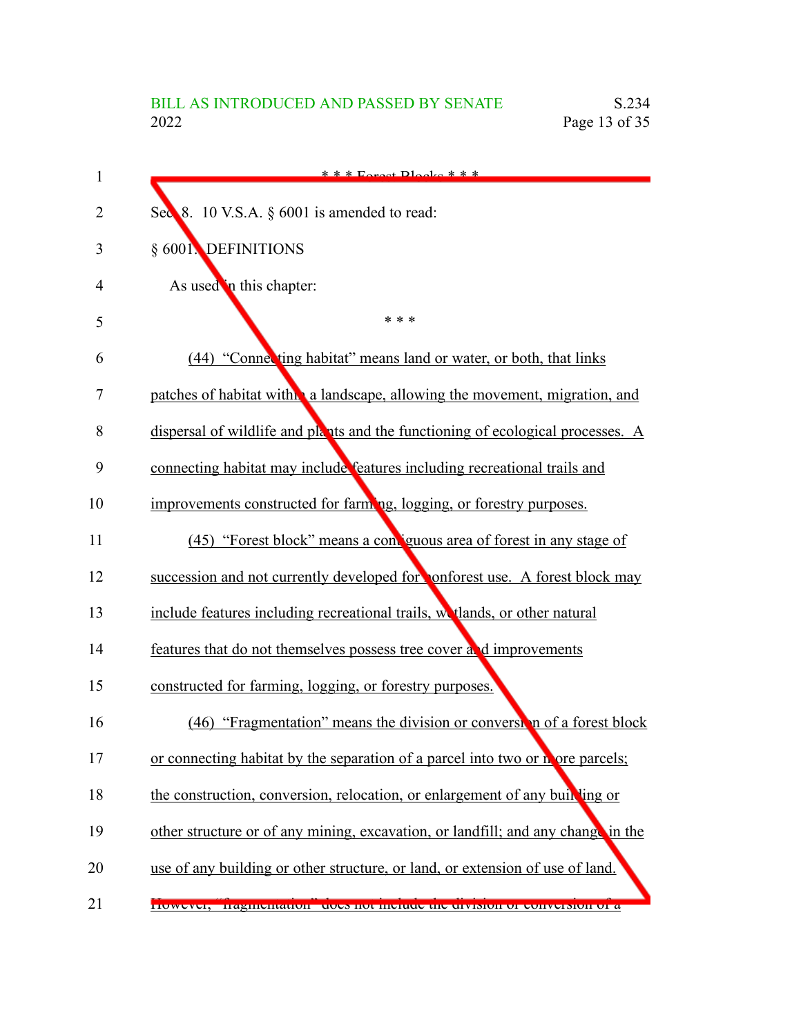\* \* \* Forest Blocks \* \* \*

Sec. 8. 10 V.S.A. § 6001 is amended to read:

§ 6001. DEFINITIONS

As used in this chapter:

\* \* \*

(44) "Connecting habitat" means land or water, or both, that links patches of habitat within a landscape, allowing the movement, migration, and dispersal of wildlife and plants and the functioning of ecological processes. A connecting habitat may include features including recreational trails and improvements constructed for farming, logging, or forestry purposes.

(45) "Forest block" means a contiguous area of forest in any stage of succession and not currently developed for nonforest use. A forest block may include features including recreational trails, wetlands, or other natural features that do not themselves possess tree cover and improvements constructed for farming, logging, or forestry purposes.

(46) "Fragmentation" means the division or conversion of a forest block or connecting habitat by the separation of a parcel into two or more parcels; the construction, conversion, relocation, or enlargement of any building or other structure or of any mining, excavation, or landfill; and any change in the use of any building or other structure, or land, or extension of use of land. However, "fragmentation" does not include the division or conversion of a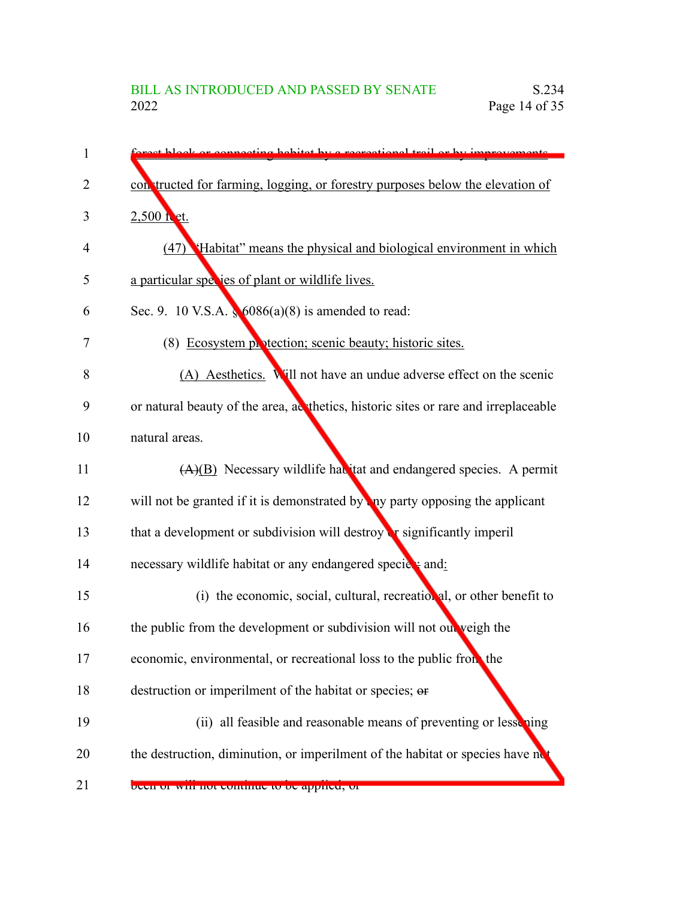forest block or connecting habitat by a recreational trail or by improvements constructed for farming, logging, or forestry purposes below the elevation of 2,500 feet.

(47) "Habitat" means the physical and biological environment in which a particular species of plant or wildlife lives.

Sec. 9. 10 V.S.A. § 6086(a)(8) is amended to read:

(8) Ecosystem protection; scenic beauty; historic sites.

(A) Aesthetics. Will not have an undue adverse effect on the scenic or natural beauty of the area, aesthetics, historic sites or rare and irreplaceable natural areas.

~~(A)~~(B) Necessary wildlife habitat and endangered species. A permit will not be granted if it is demonstrated by any party opposing the applicant that a development or subdivision will destroy or significantly imperil necessary wildlife habitat or any endangered species~~;~~ and:

(i) the economic, social, cultural, recreational, or other benefit to the public from the development or subdivision will not outweigh the economic, environmental, or recreational loss to the public from the destruction or imperilment of the habitat or species; ~~or~~

(ii) all feasible and reasonable means of preventing or lessening the destruction, diminution, or imperilment of the habitat or species have not been or will not continue to be applied; or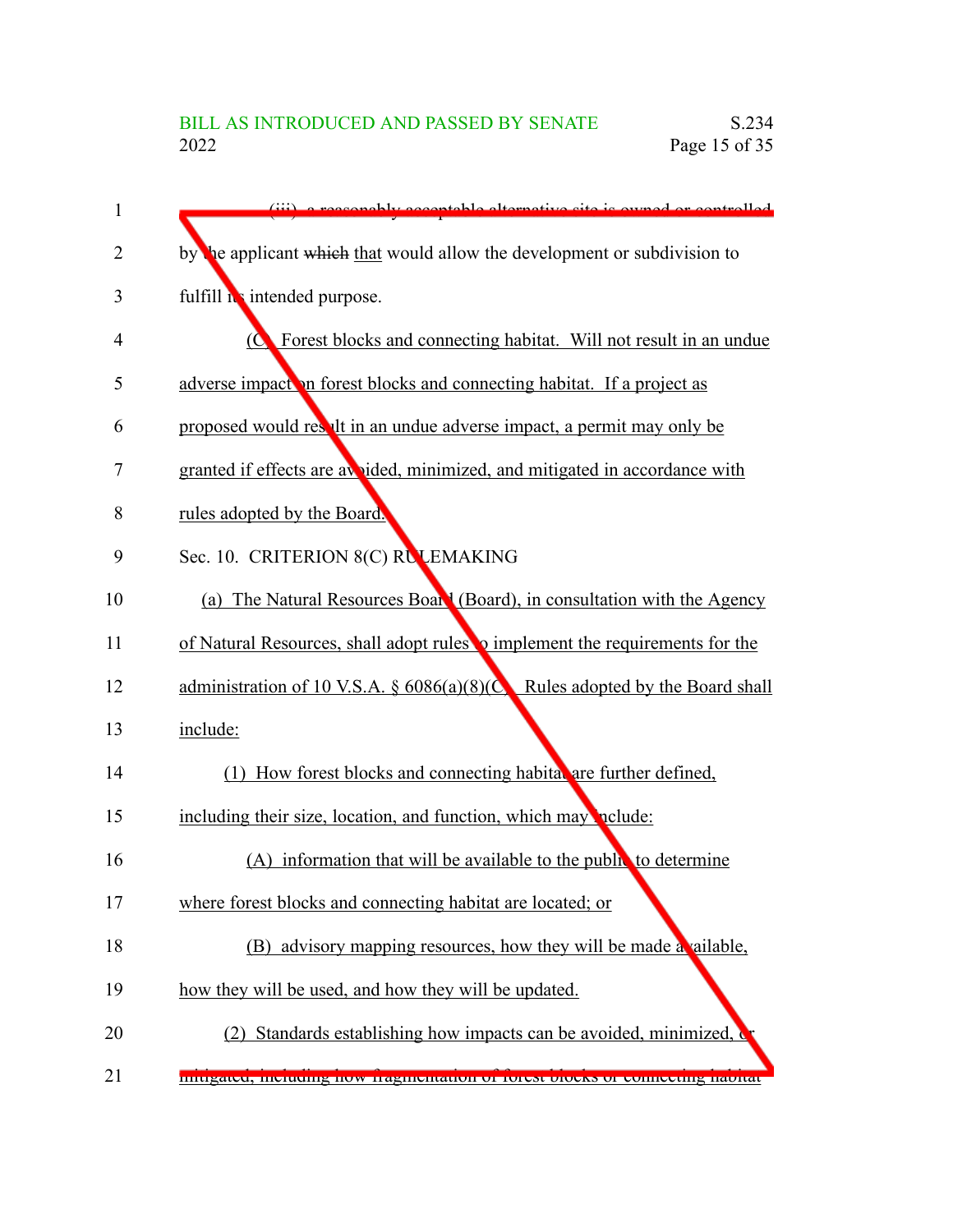(iii) a reasonably acceptable alternative site is owned or controlled by the applicant ~~which~~ that would allow the development or subdivision to fulfill its intended purpose.

(C) Forest blocks and connecting habitat. Will not result in an undue adverse impact on forest blocks and connecting habitat. If a project as proposed would result in an undue adverse impact, a permit may only be granted if effects are avoided, minimized, and mitigated in accordance with rules adopted by the Board.

Sec. 10. CRITERION 8(C) RULEMAKING

(a) The Natural Resources Board (Board), in consultation with the Agency of Natural Resources, shall adopt rules to implement the requirements for the administration of 10 V.S.A. § 6086(a)(8)(C). Rules adopted by the Board shall include:

(1) How forest blocks and connecting habitat are further defined, including their size, location, and function, which may include:

(A) information that will be available to the public to determine where forest blocks and connecting habitat are located; or

(B) advisory mapping resources, how they will be made available, how they will be used, and how they will be updated.

(2) Standards establishing how impacts can be avoided, minimized, or mitigated, including how fragmentation of forest blocks or connecting habitat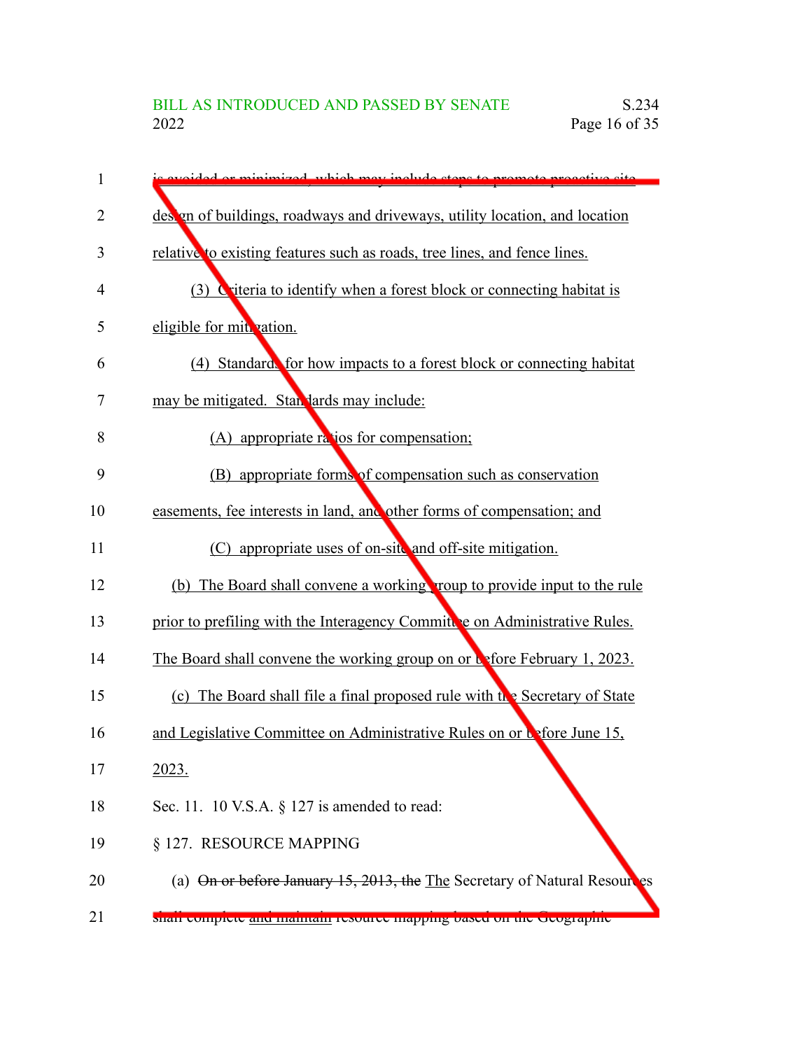is avoided or minimized, which may include steps to promote proactive site design of buildings, roadways and driveways, utility location, and location relative to existing features such as roads, tree lines, and fence lines.

(3) Criteria to identify when a forest block or connecting habitat is eligible for mitigation.

(4) Standards for how impacts to a forest block or connecting habitat may be mitigated. Standards may include:

(A) appropriate ratios for compensation;

(B) appropriate forms of compensation such as conservation easements, fee interests in land, and other forms of compensation; and

(C) appropriate uses of on-site and off-site mitigation.

(b) The Board shall convene a working group to provide input to the rule prior to prefiling with the Interagency Committee on Administrative Rules. The Board shall convene the working group on or before February 1, 2023.

(c) The Board shall file a final proposed rule with the Secretary of State and Legislative Committee on Administrative Rules on or before June 15, 2023.

Sec. 11. 10 V.S.A. § 127 is amended to read:

§ 127. RESOURCE MAPPING

(a) ~~On or before January 15, 2013, the~~ The Secretary of Natural Resources shall complete and maintain resource mapping based on the Geographic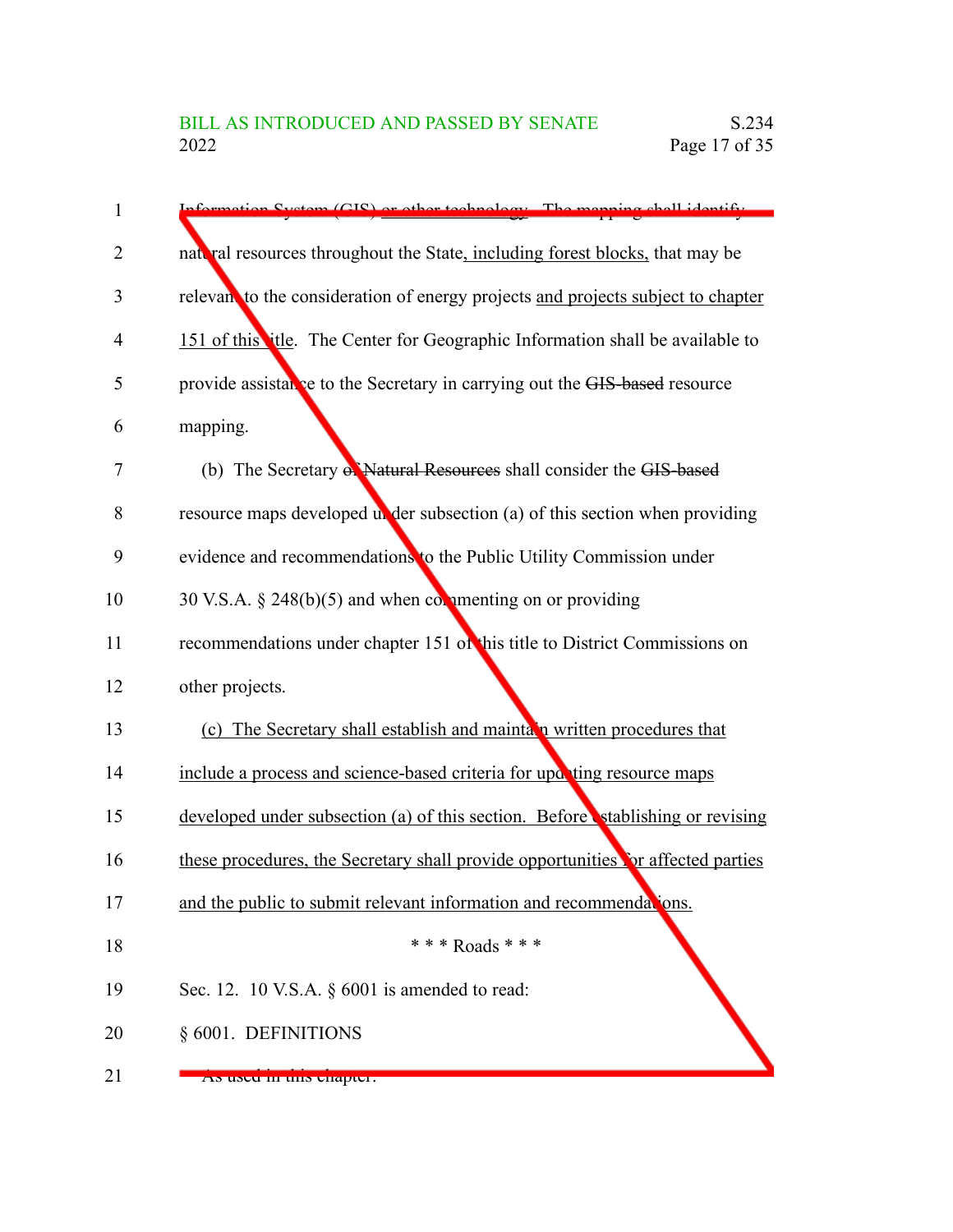Information System (GIS) or other technology. The mapping shall identify natural resources throughout the State, including forest blocks, that may be relevant to the consideration of energy projects and projects subject to chapter 151 of this title. The Center for Geographic Information shall be available to provide assistance to the Secretary in carrying out the GIS-based resource mapping.

(b) The Secretary of Natural Resources shall consider the GIS-based resource maps developed under subsection (a) of this section when providing evidence and recommendations to the Public Utility Commission under 30 V.S.A. § 248(b)(5) and when commenting on or providing recommendations under chapter 151 of this title to District Commissions on other projects.

(c) The Secretary shall establish and maintain written procedures that include a process and science-based criteria for updating resource maps developed under subsection (a) of this section. Before establishing or revising these procedures, the Secretary shall provide opportunities for affected parties and the public to submit relevant information and recommendations.

\* \* \* Roads \* \* \*

Sec. 12. 10 V.S.A. § 6001 is amended to read:

§ 6001. DEFINITIONS

As used in this chapter: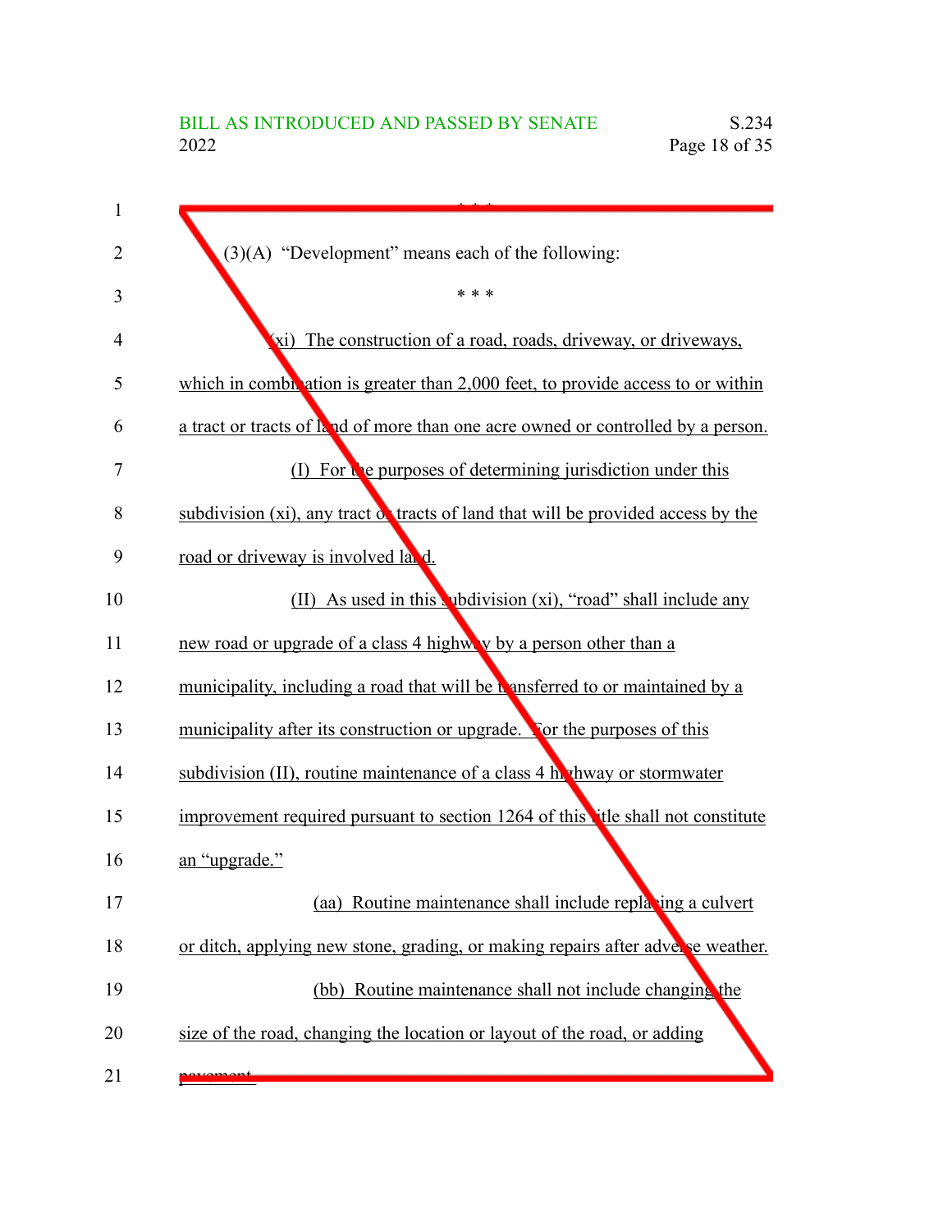\* \* \*

(3)(A) "Development" means each of the following:

\* \* \*

(xi) The construction of a road, roads, driveway, or driveways, which in combination is greater than 2,000 feet, to provide access to or within a tract or tracts of land of more than one acre owned or controlled by a person.

(I) For the purposes of determining jurisdiction under this subdivision (xi), any tract or tracts of land that will be provided access by the road or driveway is involved land.

(II) As used in this subdivision (xi), "road" shall include any new road or upgrade of a class 4 highway by a person other than a municipality, including a road that will be transferred to or maintained by a municipality after its construction or upgrade. For the purposes of this subdivision (II), routine maintenance of a class 4 highway or stormwater improvement required pursuant to section 1264 of this title shall not constitute an "upgrade."

(aa) Routine maintenance shall include replacing a culvert or ditch, applying new stone, grading, or making repairs after adverse weather.

(bb) Routine maintenance shall not include changing the size of the road, changing the location or layout of the road, or adding pavement.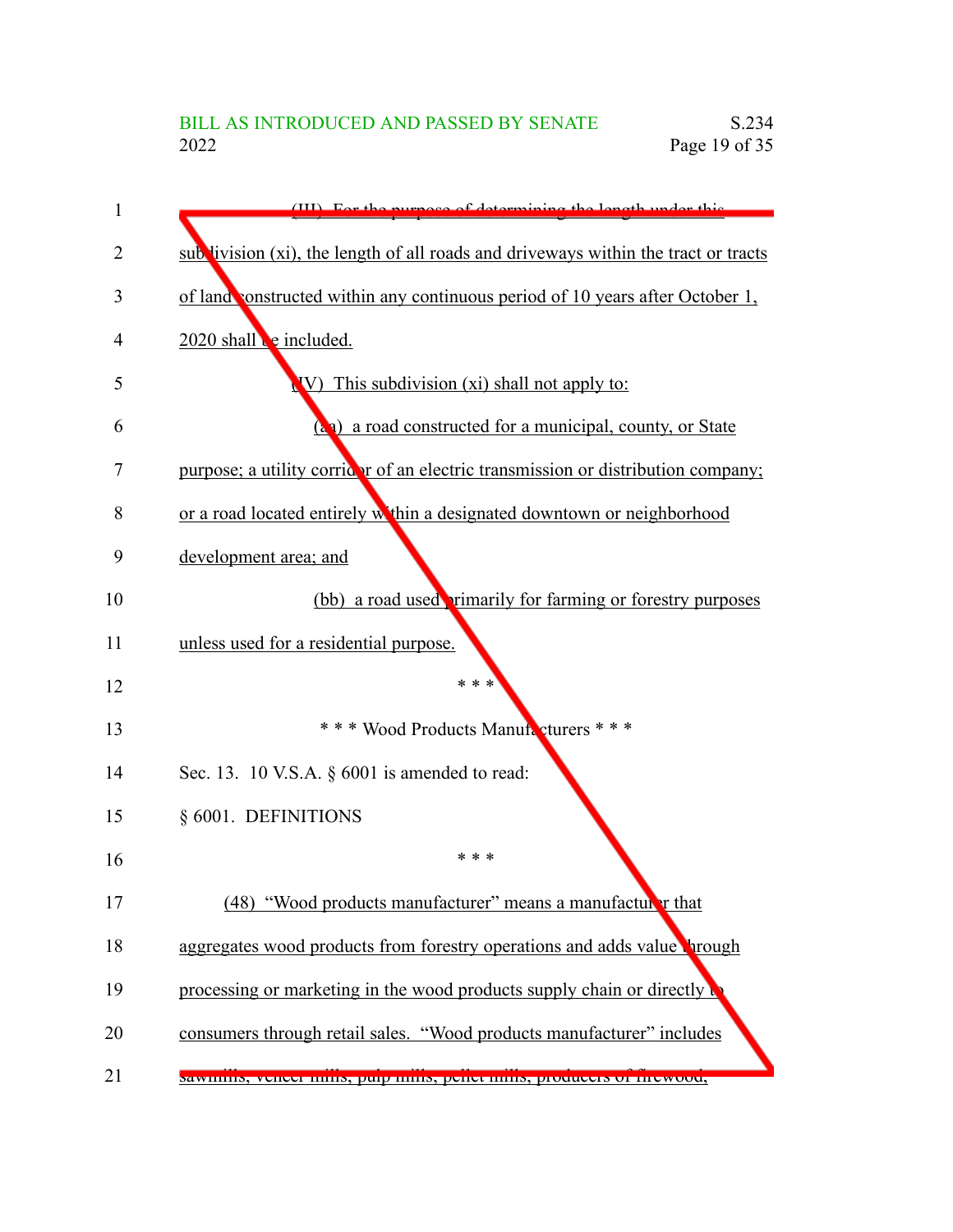(III) For the purpose of determining the length under this subdivision (xi), the length of all roads and driveways within the tract or tracts of land constructed within any continuous period of 10 years after October 1, 2020 shall be included.

(IV) This subdivision (xi) shall not apply to:

(aa) a road constructed for a municipal, county, or State purpose; a utility corridor of an electric transmission or distribution company; or a road located entirely within a designated downtown or neighborhood development area; and

(bb) a road used primarily for farming or forestry purposes unless used for a residential purpose.

\* \* \*

\* \* \* Wood Products Manufacturers \* \* \*

Sec. 13. 10 V.S.A. § 6001 is amended to read:

§ 6001. DEFINITIONS

\* \* \*

(48) "Wood products manufacturer" means a manufacturer that aggregates wood products from forestry operations and adds value through processing or marketing in the wood products supply chain or directly to consumers through retail sales. "Wood products manufacturer" includes sawmills, veneer mills, pulp mills, pellet mills, producers of firewood,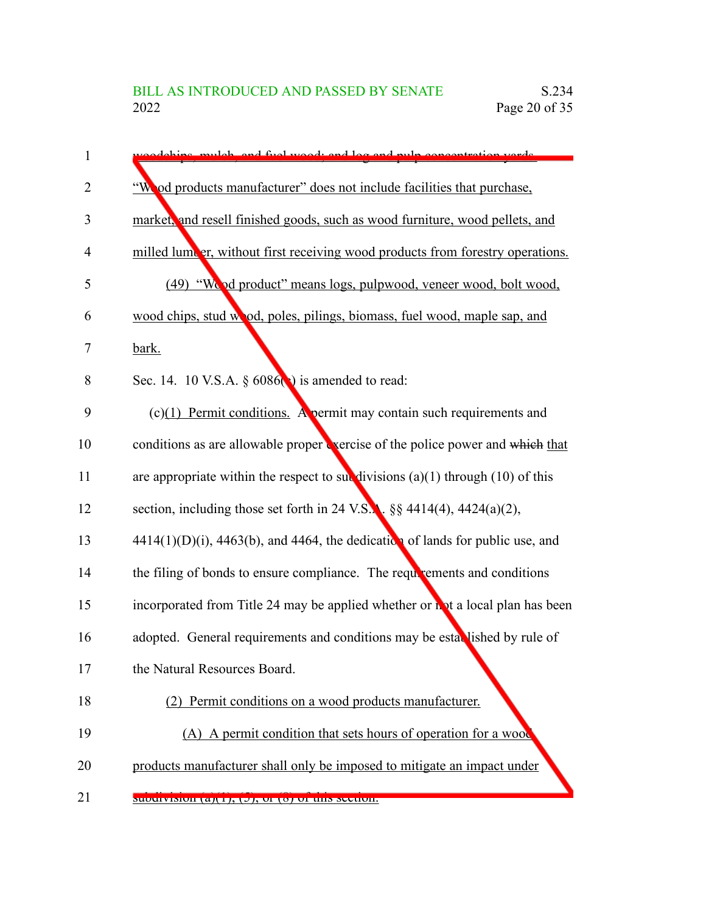woodchips, mulch, and fuel wood; and log and pulp concentration yards. "Wood products manufacturer" does not include facilities that purchase, market, and resell finished goods, such as wood furniture, wood pellets, and milled lumber, without first receiving wood products from forestry operations.

(49) "Wood product" means logs, pulpwood, veneer wood, bolt wood, wood chips, stud wood, poles, pilings, biomass, fuel wood, maple sap, and bark.

Sec. 14. 10 V.S.A. § 6086(c) is amended to read:

(c)(1) Permit conditions. A permit may contain such requirements and conditions as are allowable proper exercise of the police power and ~~which~~ that are appropriate within the respect to subdivisions (a)(1) through (10) of this section, including those set forth in 24 V.S.A. §§ 4414(4), 4424(a)(2), 4414(1)(D)(i), 4463(b), and 4464, the dedication of lands for public use, and the filing of bonds to ensure compliance. The requirements and conditions incorporated from Title 24 may be applied whether or not a local plan has been adopted. General requirements and conditions may be established by rule of the Natural Resources Board.

(2) Permit conditions on a wood products manufacturer.

(A) A permit condition that sets hours of operation for a wood products manufacturer shall only be imposed to mitigate an impact under subdivision (a)(1), (5), or (8) of this section.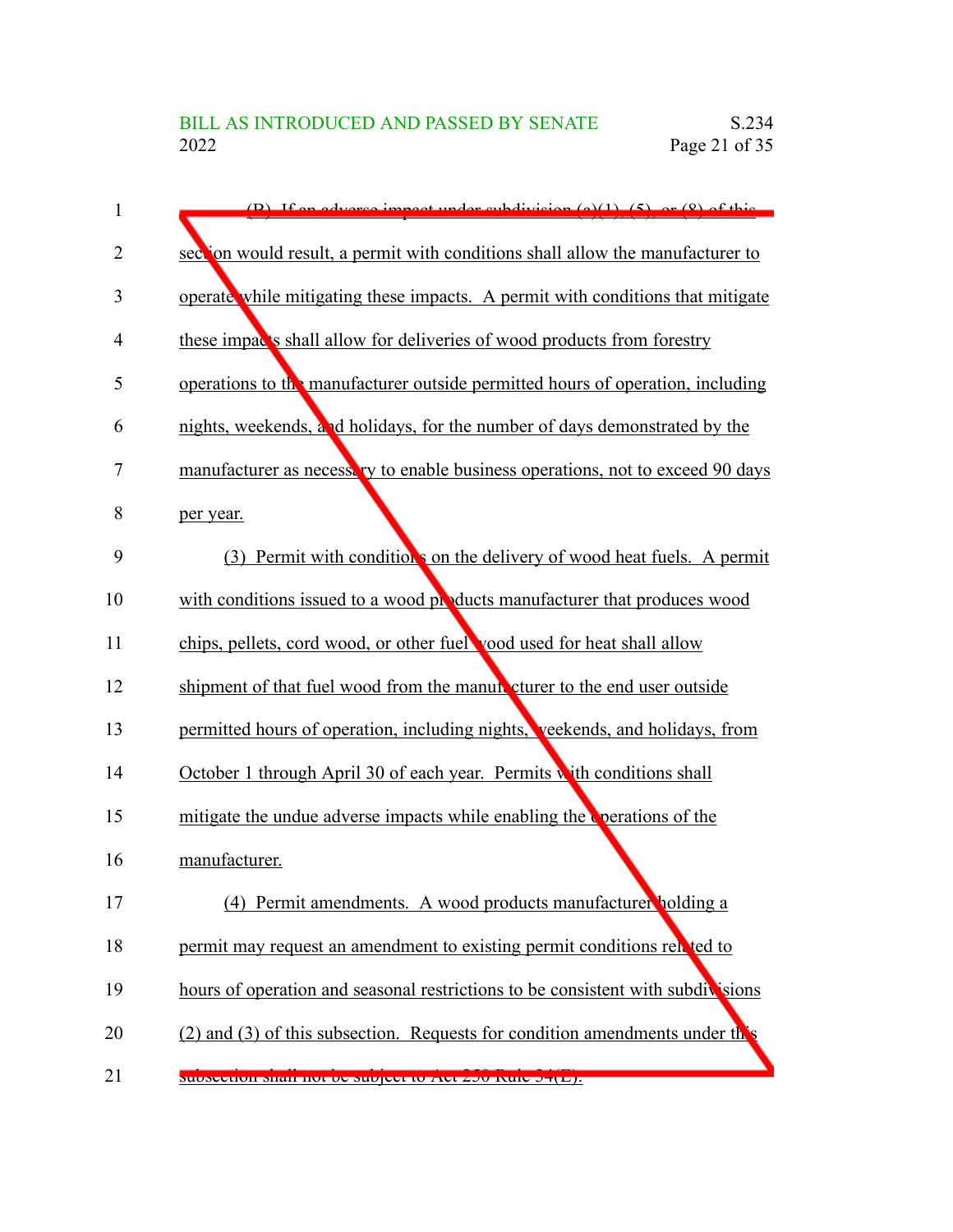(B) If an adverse impact under subdivision (a)(1), (5), or (8) of this section would result, a permit with conditions shall allow the manufacturer to operate while mitigating these impacts. A permit with conditions that mitigate these impacts shall allow for deliveries of wood products from forestry operations to the manufacturer outside permitted hours of operation, including nights, weekends, and holidays, for the number of days demonstrated by the manufacturer as necessary to enable business operations, not to exceed 90 days per year.

(3) Permit with conditions on the delivery of wood heat fuels. A permit with conditions issued to a wood products manufacturer that produces wood chips, pellets, cord wood, or other fuel wood used for heat shall allow shipment of that fuel wood from the manufacturer to the end user outside permitted hours of operation, including nights, weekends, and holidays, from October 1 through April 30 of each year. Permits with conditions shall mitigate the undue adverse impacts while enabling the operations of the manufacturer.

(4) Permit amendments. A wood products manufacturer holding a permit may request an amendment to existing permit conditions related to hours of operation and seasonal restrictions to be consistent with subdivisions (2) and (3) of this subsection. Requests for condition amendments under this subsection shall not be subject to Act 250 Rule 34(E).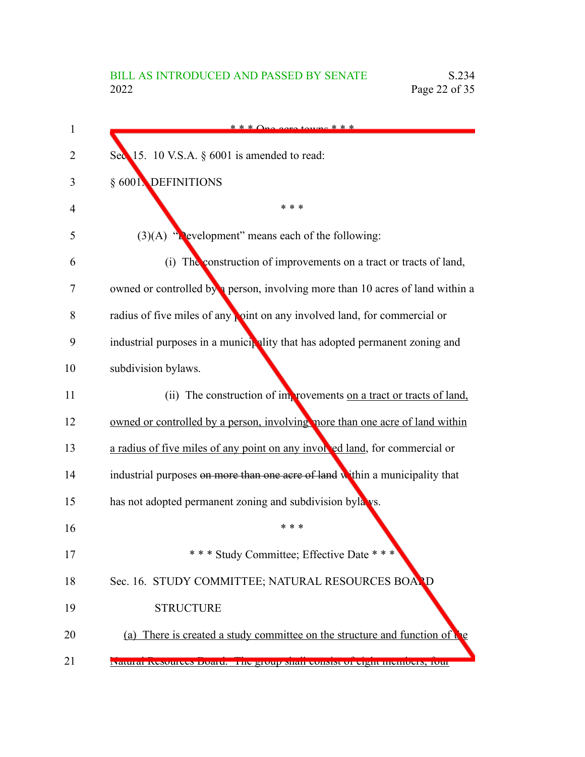\* \* \* One-acre towns \* \* \*

Sec. 15. 10 V.S.A. § 6001 is amended to read:

§ 6001. DEFINITIONS

\* \* \*

(3)(A) "Development" means each of the following:

(i) The construction of improvements on a tract or tracts of land, owned or controlled by a person, involving more than 10 acres of land within a radius of five miles of any point on any involved land, for commercial or industrial purposes in a municipality that has adopted permanent zoning and subdivision bylaws.

(ii) The construction of improvements <u>on a tract or tracts of land, owned or controlled by a person, involving more than one acre of land within a radius of five miles of any point on any involved land</u>, for commercial or industrial purposes ~~on more than one acre of land~~ within a municipality that has not adopted permanent zoning and subdivision bylaws.

\* \* \*

\* \* \* Study Committee; Effective Date \* \* \*

Sec. 16. STUDY COMMITTEE; NATURAL RESOURCES BOARD STRUCTURE

<u>(a) There is created a study committee on the structure and function of the Natural Resources Board. The group shall consist of eight members, four</u>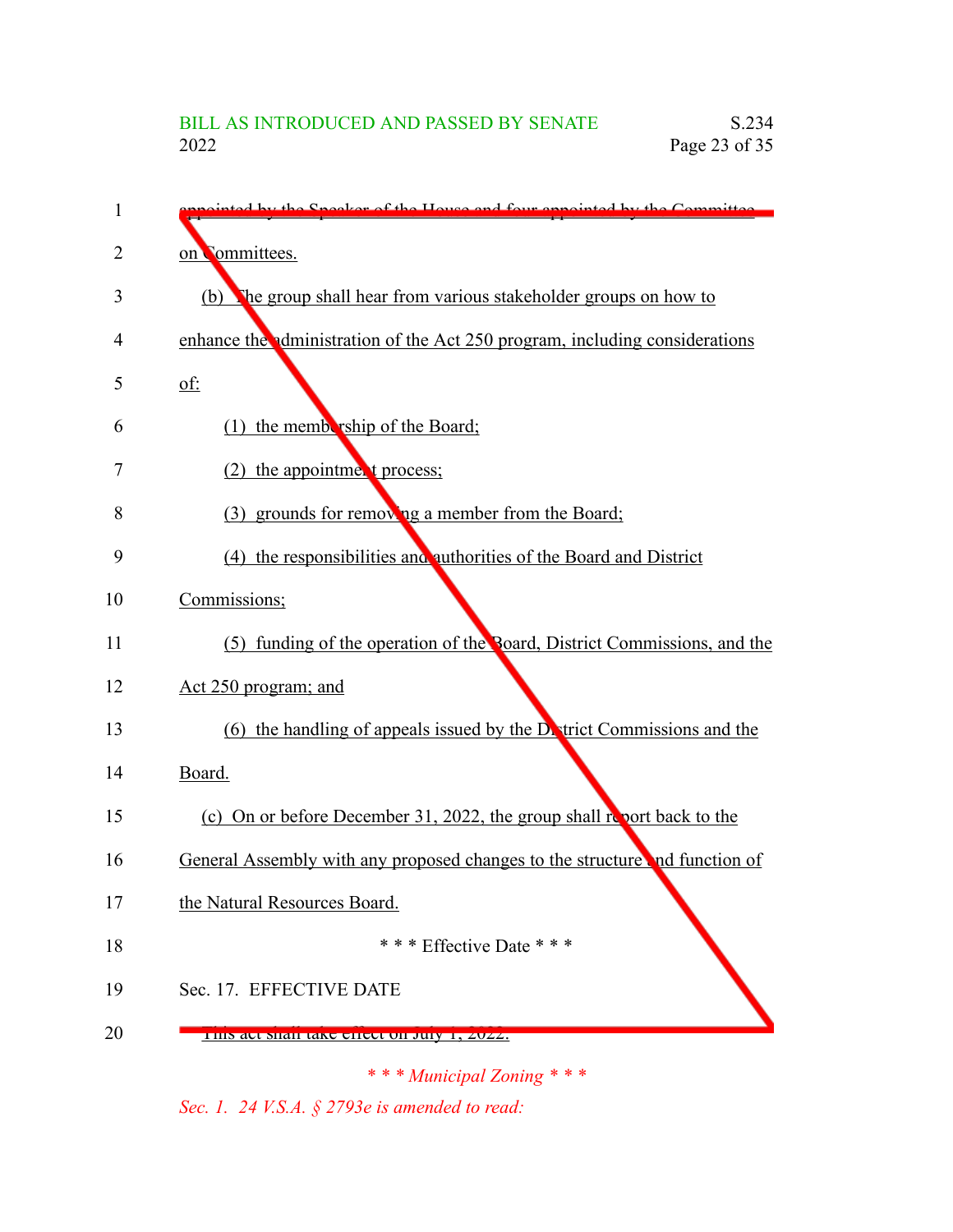appointed by the Speaker of the House and four appointed by the Committee on Committees.

(b) The group shall hear from various stakeholder groups on how to enhance the administration of the Act 250 program, including considerations of:

(1) the membership of the Board;

(2) the appointment process;

(3) grounds for removing a member from the Board;

(4) the responsibilities and authorities of the Board and District Commissions;

(5) funding of the operation of the Board, District Commissions, and the Act 250 program; and

(6) the handling of appeals issued by the District Commissions and the Board.

(c) On or before December 31, 2022, the group shall report back to the General Assembly with any proposed changes to the structure and function of the Natural Resources Board.

\* \* \* Effective Date \* \* \*

Sec. 17. EFFECTIVE DATE

This act shall take effect on July 1, 2022.

*\* \* \* Municipal Zoning \* \* \**

*Sec. 1. 24 V.S.A. § 2793e is amended to read:*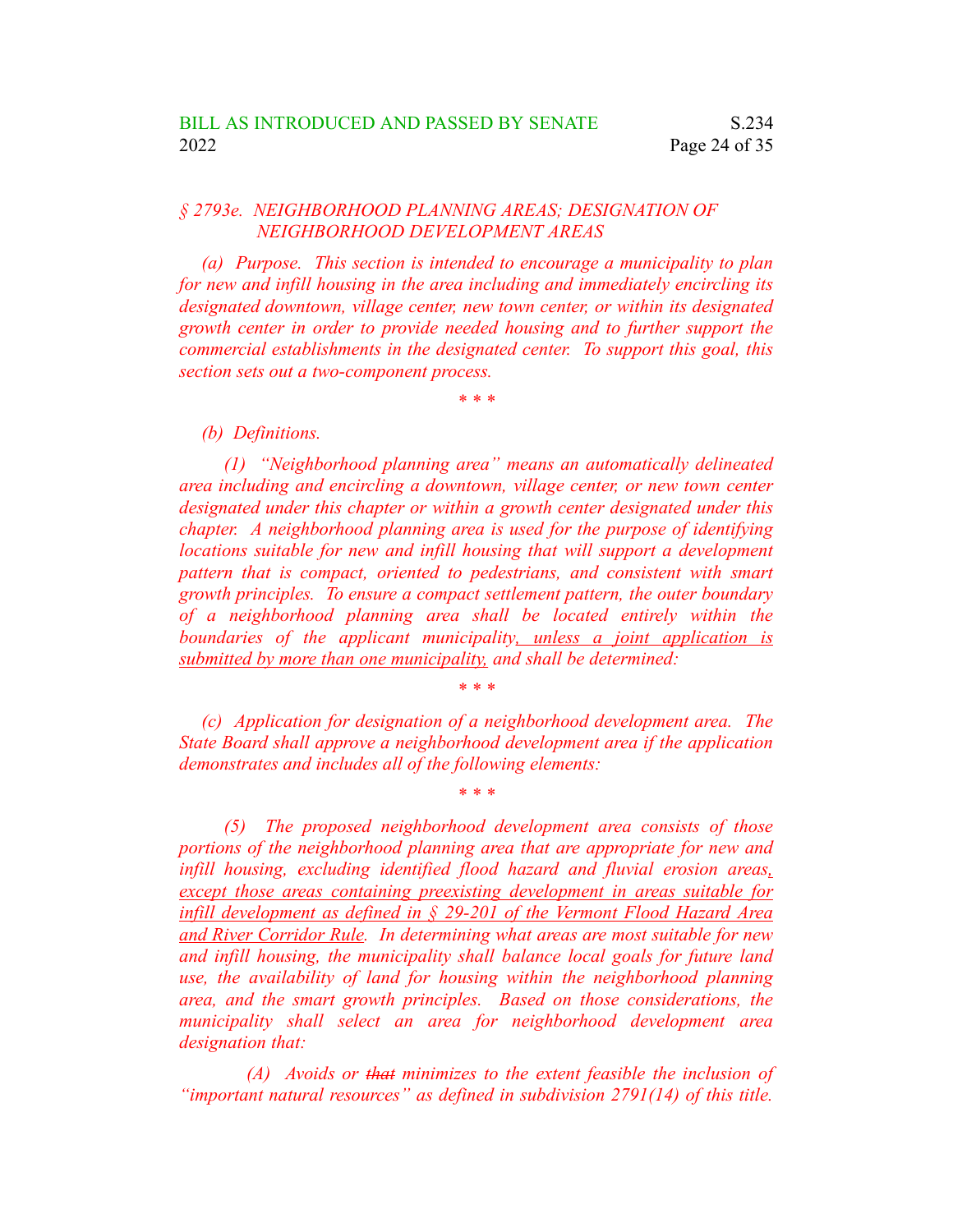*§ 2793e. NEIGHBORHOOD PLANNING AREAS; DESIGNATION OF NEIGHBORHOOD DEVELOPMENT AREAS*

*(a) Purpose. This section is intended to encourage a municipality to plan for new and infill housing in the area including and immediately encircling its designated downtown, village center, new town center, or within its designated growth center in order to provide needed housing and to further support the commercial establishments in the designated center. To support this goal, this section sets out a two-component process.*

*\* \* \**

*(b) Definitions.*

*(1) "Neighborhood planning area" means an automatically delineated area including and encircling a downtown, village center, or new town center designated under this chapter or within a growth center designated under this chapter. A neighborhood planning area is used for the purpose of identifying locations suitable for new and infill housing that will support a development pattern that is compact, oriented to pedestrians, and consistent with smart growth principles. To ensure a compact settlement pattern, the outer boundary of a neighborhood planning area shall be located entirely within the boundaries of the applicant municipality<u>, unless a joint application is submitted by more than one municipality,</u> and shall be determined:*

*\* \* \**

*(c) Application for designation of a neighborhood development area. The State Board shall approve a neighborhood development area if the application demonstrates and includes all of the following elements:*

*\* \* \**

*(5) The proposed neighborhood development area consists of those portions of the neighborhood planning area that are appropriate for new and infill housing, excluding identified flood hazard and fluvial erosion areas<u>, except those areas containing preexisting development in areas suitable for infill development as defined in § 29-201 of the Vermont Flood Hazard Area and River Corridor Rule</u>. In determining what areas are most suitable for new and infill housing, the municipality shall balance local goals for future land use, the availability of land for housing within the neighborhood planning area, and the smart growth principles. Based on those considerations, the municipality shall select an area for neighborhood development area designation that:*

*(A) Avoids or ~~that~~ minimizes to the extent feasible the inclusion of "important natural resources" as defined in subdivision 2791(14) of this title.*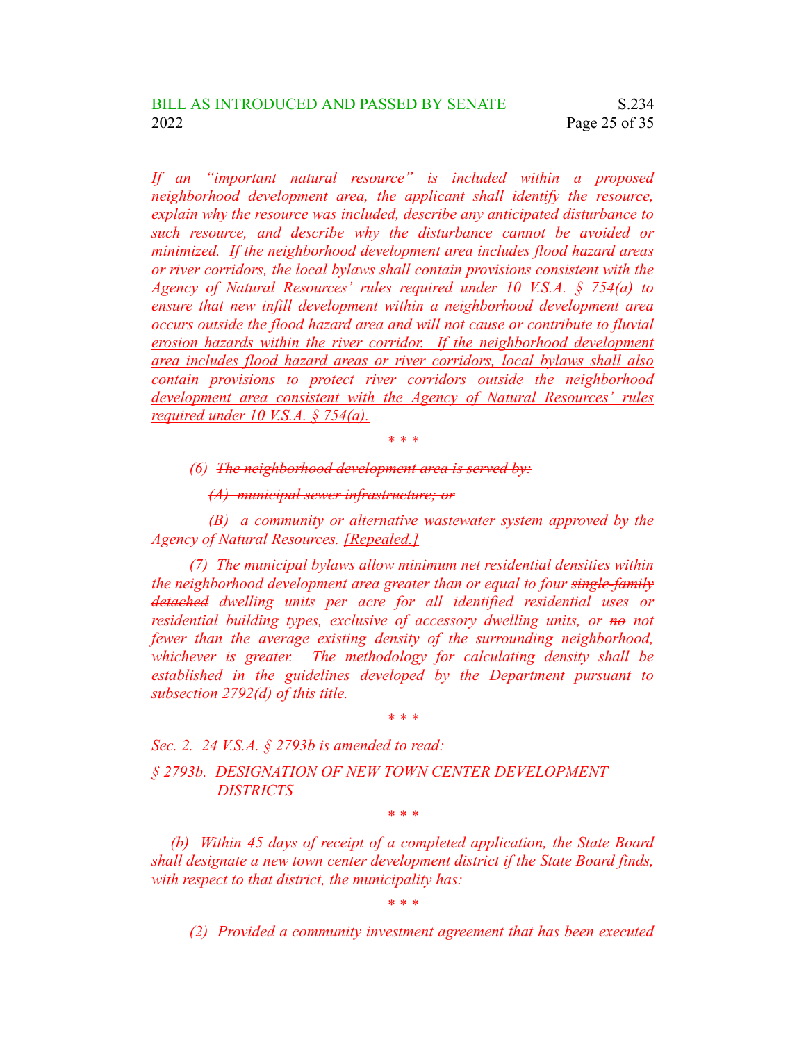*If an ~~“~~important natural resource~~”~~ is included within a proposed neighborhood development area, the applicant shall identify the resource, explain why the resource was included, describe any anticipated disturbance to such resource, and describe why the disturbance cannot be avoided or minimized. <u>If the neighborhood development area includes flood hazard areas or river corridors, the local bylaws shall contain provisions consistent with the Agency of Natural Resources’ rules required under 10 V.S.A. § 754(a) to ensure that new infill development within a neighborhood development area occurs outside the flood hazard area and will not cause or contribute to fluvial erosion hazards within the river corridor. If the neighborhood development area includes flood hazard areas or river corridors, local bylaws shall also contain provisions to protect river corridors outside the neighborhood development area consistent with the Agency of Natural Resources’ rules required under 10 V.S.A. § 754(a).</u>*

*\* \* \**

*(6) ~~The neighborhood development area is served by:~~*

*~~(A) municipal sewer infrastructure; or~~*

*~~(B) a community or alternative wastewater system approved by the Agency of Natural Resources.~~ <u>[Repealed.]</u>*

*(7) The municipal bylaws allow minimum net residential densities within the neighborhood development area greater than or equal to four ~~single-family detached~~ dwelling units per acre <u>for all identified residential uses or residential building types</u>, exclusive of accessory dwelling units, or ~~no~~ <u>not</u> fewer than the average existing density of the surrounding neighborhood, whichever is greater. The methodology for calculating density shall be established in the guidelines developed by the Department pursuant to subsection 2792(d) of this title.*

*\* \* \**

*Sec. 2. 24 V.S.A. § 2793b is amended to read:*

*§ 2793b. DESIGNATION OF NEW TOWN CENTER DEVELOPMENT DISTRICTS*

*\* \* \**

*(b) Within 45 days of receipt of a completed application, the State Board shall designate a new town center development district if the State Board finds, with respect to that district, the municipality has:*

*\* \* \**

*(2) Provided a community investment agreement that has been executed*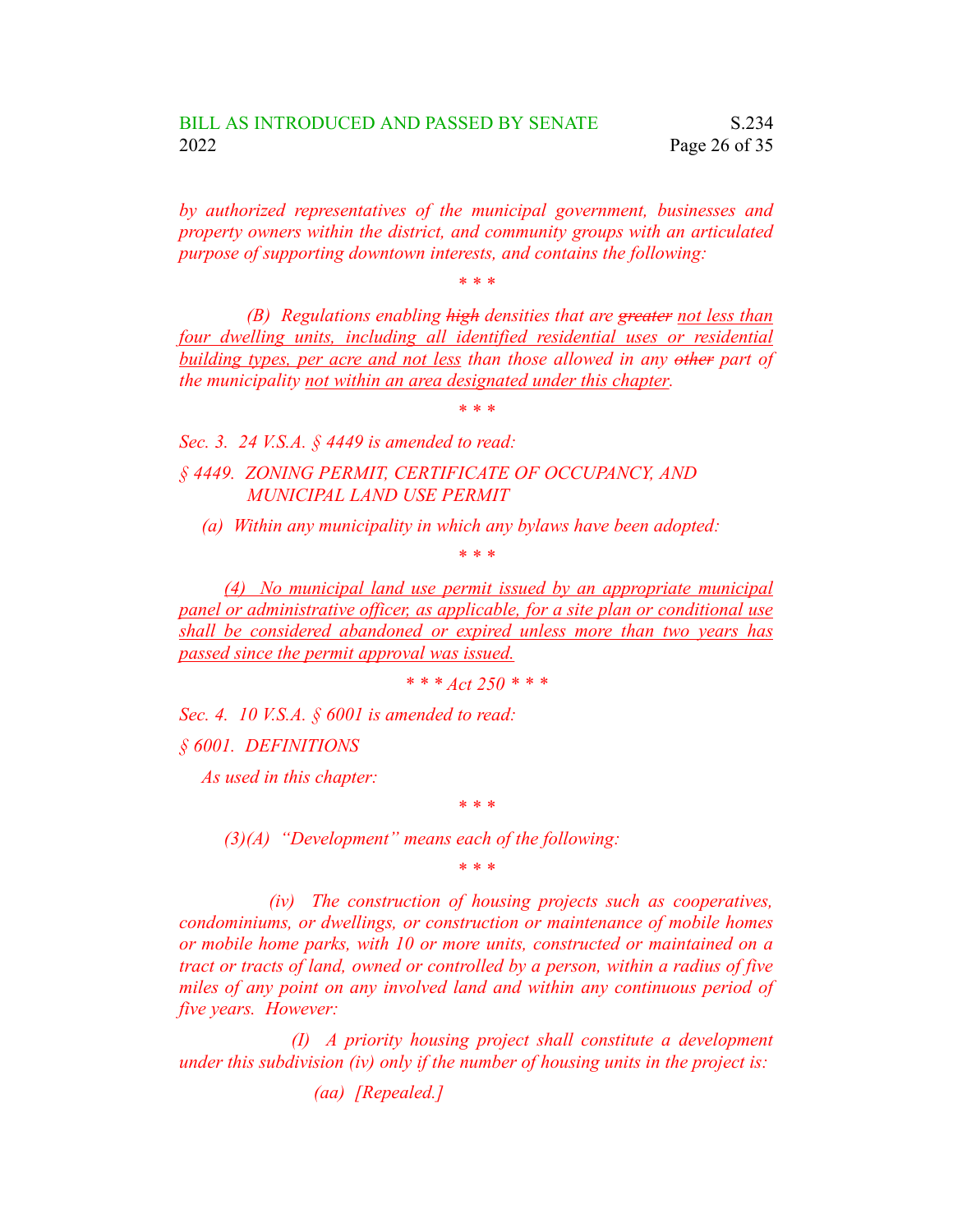*by authorized representatives of the municipal government, businesses and property owners within the district, and community groups with an articulated purpose of supporting downtown interests, and contains the following:*

*\* \* \**

*(B) Regulations enabling ~~high~~ densities that are ~~greater~~ <u>not less than four dwelling units, including all identified residential uses or residential building types, per acre and not less</u> than those allowed in any ~~other~~ part of the municipality <u>not within an area designated under this chapter</u>.*

*\* \* \**

*Sec. 3. 24 V.S.A. § 4449 is amended to read:*

*§ 4449. ZONING PERMIT, CERTIFICATE OF OCCUPANCY, AND MUNICIPAL LAND USE PERMIT*

*(a) Within any municipality in which any bylaws have been adopted:*

*\* \* \**

*<u>(4) No municipal land use permit issued by an appropriate municipal panel or administrative officer, as applicable, for a site plan or conditional use shall be considered abandoned or expired unless more than two years has passed since the permit approval was issued.</u>*

*\* \* \* Act 250 \* \* \**

*Sec. 4. 10 V.S.A. § 6001 is amended to read:*

*§ 6001. DEFINITIONS*

*As used in this chapter:*

*\* \* \**

*(3)(A) "Development" means each of the following:*

*\* \* \**

*(iv) The construction of housing projects such as cooperatives, condominiums, or dwellings, or construction or maintenance of mobile homes or mobile home parks, with 10 or more units, constructed or maintained on a tract or tracts of land, owned or controlled by a person, within a radius of five miles of any point on any involved land and within any continuous period of five years. However:*

*(I) A priority housing project shall constitute a development under this subdivision (iv) only if the number of housing units in the project is:*

*(aa) [Repealed.]*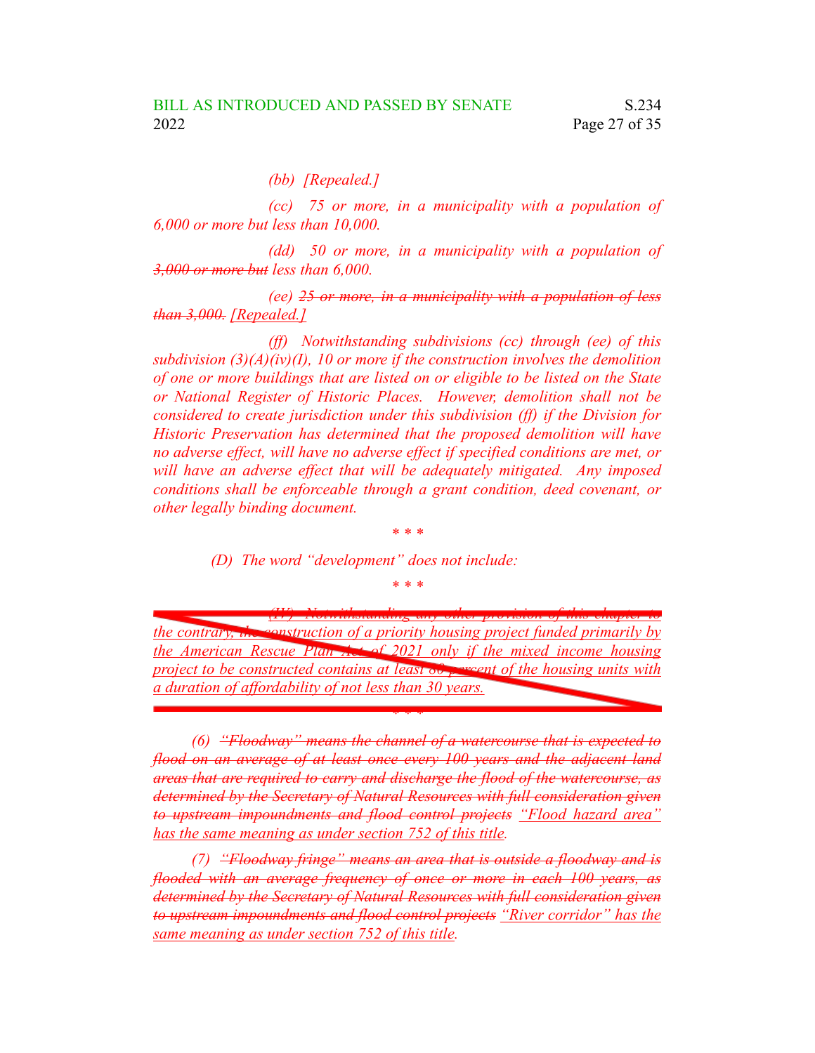*(bb) [Repealed.]*

*(cc) 75 or more, in a municipality with a population of 6,000 or more but less than 10,000.*

*(dd) 50 or more, in a municipality with a population of ~~3,000 or more but~~ less than 6,000.*

*(ee) ~~25 or more, in a municipality with a population of less than 3,000.~~ [Repealed.]*

*(ff) Notwithstanding subdivisions (cc) through (ee) of this subdivision (3)(A)(iv)(I), 10 or more if the construction involves the demolition of one or more buildings that are listed on or eligible to be listed on the State or National Register of Historic Places. However, demolition shall not be considered to create jurisdiction under this subdivision (ff) if the Division for Historic Preservation has determined that the proposed demolition will have no adverse effect, will have no adverse effect if specified conditions are met, or will have an adverse effect that will be adequately mitigated. Any imposed conditions shall be enforceable through a grant condition, deed covenant, or other legally binding document.*

*\* \* \**

*(D) The word "development" does not include:*

*\* \* \**

*<u>(IV) Notwithstanding any other provision of this chapter to the contrary, the construction of a priority housing project funded primarily by the American Rescue Plan Act of 2021 only if the mixed income housing project to be constructed contains at least 60 percent of the housing units with a duration of affordability of not less than 30 years.</u>*

*\* \* \**

*(6) ~~"Floodway" means the channel of a watercourse that is expected to flood on an average of at least once every 100 years and the adjacent land areas that are required to carry and discharge the flood of the watercourse, as determined by the Secretary of Natural Resources with full consideration given to upstream impoundments and flood control projects~~ <u>"Flood hazard area" has the same meaning as under section 752 of this title</u>.*

*(7) ~~"Floodway fringe" means an area that is outside a floodway and is flooded with an average frequency of once or more in each 100 years, as determined by the Secretary of Natural Resources with full consideration given to upstream impoundments and flood control projects~~ <u>"River corridor" has the same meaning as under section 752 of this title</u>.*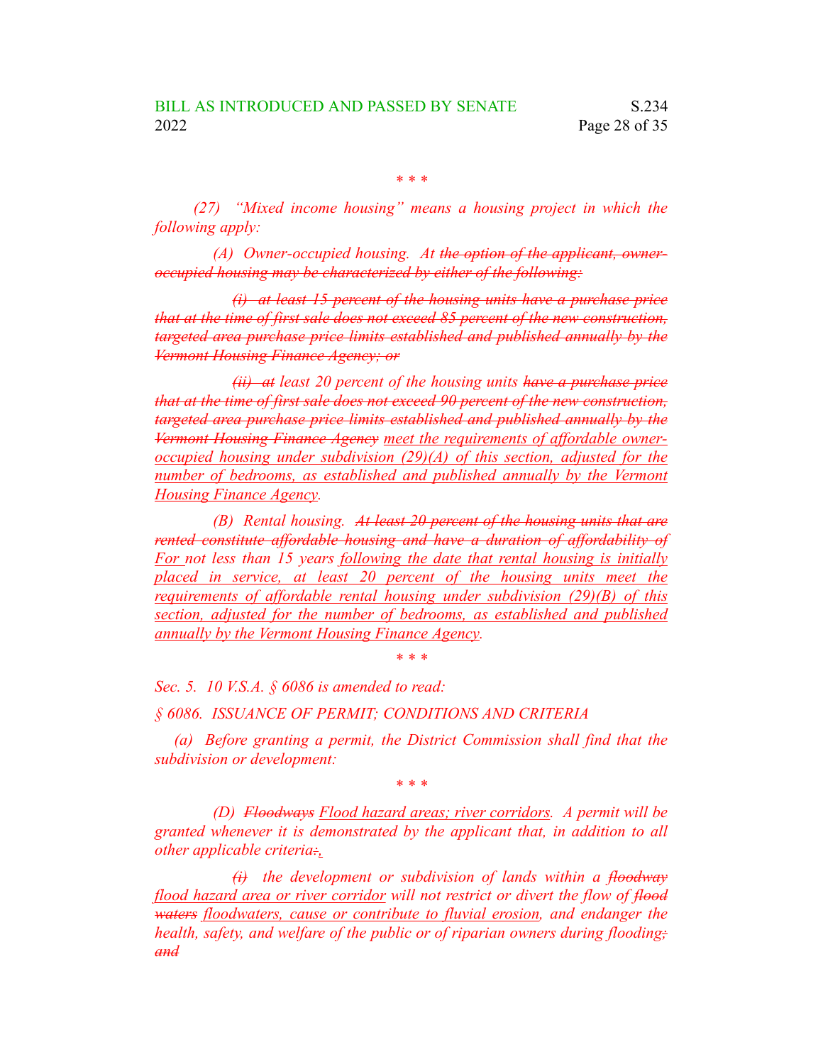\* \* \*

*(27) "Mixed income housing" means a housing project in which the following apply:*

*(A) Owner-occupied housing. At ~~the option of the applicant, owner-occupied housing may be characterized by either of the following:~~*

*~~(i) at least 15 percent of the housing units have a purchase price that at the time of first sale does not exceed 85 percent of the new construction, targeted area purchase price limits established and published annually by the Vermont Housing Finance Agency; or~~*

*~~(ii) at~~ least 20 percent of the housing units ~~have a purchase price that at the time of first sale does not exceed 90 percent of the new construction, targeted area purchase price limits established and published annually by the Vermont Housing Finance Agency~~ <u>meet the requirements of affordable owner-occupied housing under subdivision (29)(A) of this section, adjusted for the number of bedrooms, as established and published annually by the Vermont Housing Finance Agency</u>.*

*(B) Rental housing. ~~At least 20 percent of the housing units that are rented constitute affordable housing and have a duration of affordability of~~ <u>For</u> not less than 15 years <u>following the date that rental housing is initially placed in service, at least 20 percent of the housing units meet the requirements of affordable rental housing under subdivision (29)(B) of this section, adjusted for the number of bedrooms, as established and published annually by the Vermont Housing Finance Agency</u>.*

\* \* \*

*Sec. 5. 10 V.S.A. § 6086 is amended to read:*

*§ 6086. ISSUANCE OF PERMIT; CONDITIONS AND CRITERIA*

*(a) Before granting a permit, the District Commission shall find that the subdivision or development:*

\* \* \*

*(D) ~~Floodways~~ <u>Flood hazard areas; river corridors</u>. A permit will be granted whenever it is demonstrated by the applicant that, in addition to all other applicable criteria~~:~~<u>,</u>*

*~~(i)~~ the development or subdivision of lands within a ~~floodway~~ <u>flood hazard area or river corridor</u> will not restrict or divert the flow of ~~flood waters~~ <u>floodwaters, cause or contribute to fluvial erosion</u>, and endanger the health, safety, and welfare of the public or of riparian owners during flooding~~; and~~*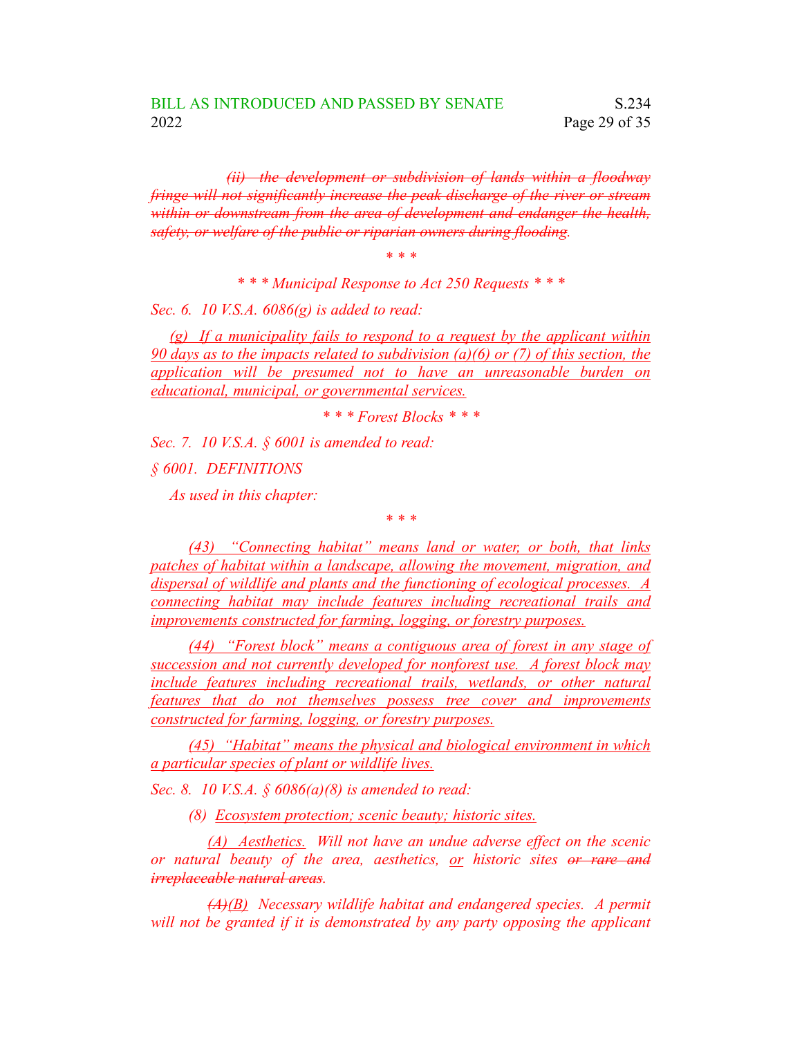~~(ii) the development or subdivision of lands within a floodway fringe will not significantly increase the peak discharge of the river or stream within or downstream from the area of development and endanger the health, safety, or welfare of the public or riparian owners during flooding~~.

\* \* \*

*\* \* \* Municipal Response to Act 250 Requests \* \* \**

*Sec. 6. 10 V.S.A. 6086(g) is added to read:*

<u>(g) If a municipality fails to respond to a request by the applicant within 90 days as to the impacts related to subdivision (a)(6) or (7) of this section, the application will be presumed not to have an unreasonable burden on educational, municipal, or governmental services.</u>

*\* \* \* Forest Blocks \* \* \**

*Sec. 7. 10 V.S.A. § 6001 is amended to read:*

*§ 6001. DEFINITIONS*

*As used in this chapter:*

\* \* \*

<u>(43) "Connecting habitat" means land or water, or both, that links patches of habitat within a landscape, allowing the movement, migration, and dispersal of wildlife and plants and the functioning of ecological processes. A connecting habitat may include features including recreational trails and improvements constructed for farming, logging, or forestry purposes.</u>

<u>(44) "Forest block" means a contiguous area of forest in any stage of succession and not currently developed for nonforest use. A forest block may include features including recreational trails, wetlands, or other natural features that do not themselves possess tree cover and improvements constructed for farming, logging, or forestry purposes.</u>

<u>(45) "Habitat" means the physical and biological environment in which a particular species of plant or wildlife lives.</u>

*Sec. 8. 10 V.S.A. § 6086(a)(8) is amended to read:*

(8) <u>Ecosystem protection; scenic beauty; historic sites.</u>

<u>(A) Aesthetics.</u> Will not have an undue adverse effect on the scenic or natural beauty of the area, aesthetics, <u>or</u> historic sites ~~or rare and irreplaceable natural areas~~.

~~(A)~~<u>(B)</u> Necessary wildlife habitat and endangered species. A permit will not be granted if it is demonstrated by any party opposing the applicant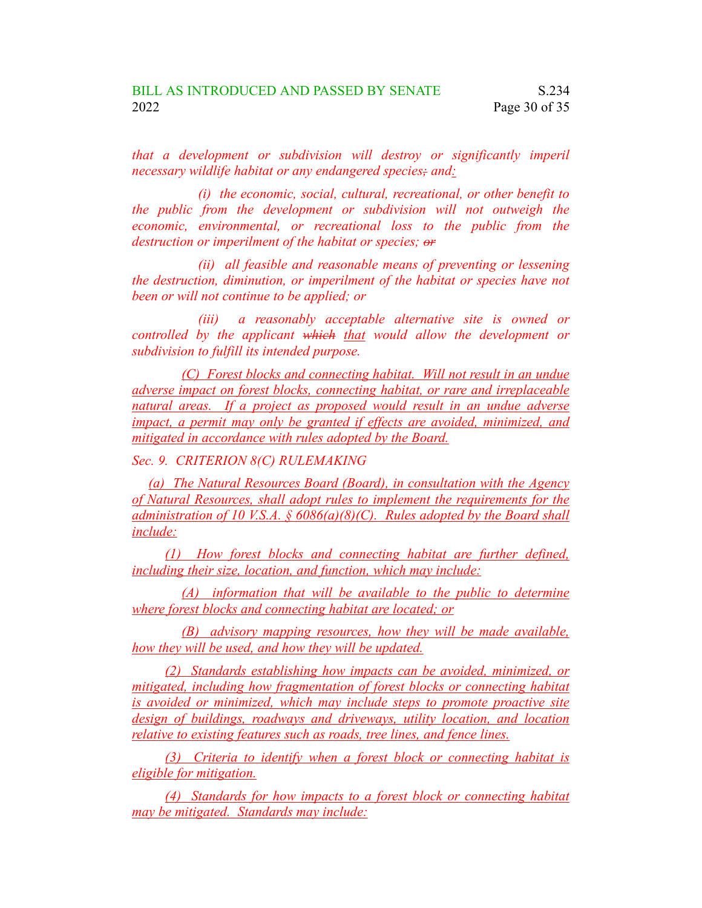*that a development or subdivision will destroy or significantly imperil necessary wildlife habitat or any endangered species~~;~~ and:*

*(i) the economic, social, cultural, recreational, or other benefit to the public from the development or subdivision will not outweigh the economic, environmental, or recreational loss to the public from the destruction or imperilment of the habitat or species; ~~or~~*

*(ii) all feasible and reasonable means of preventing or lessening the destruction, diminution, or imperilment of the habitat or species have not been or will not continue to be applied; or*

*(iii) a reasonably acceptable alternative site is owned or controlled by the applicant ~~which~~ that would allow the development or subdivision to fulfill its intended purpose.*

(C) Forest blocks and connecting habitat. Will not result in an undue adverse impact on forest blocks, connecting habitat, or rare and irreplaceable natural areas. If a project as proposed would result in an undue adverse impact, a permit may only be granted if effects are avoided, minimized, and mitigated in accordance with rules adopted by the Board.

*Sec. 9. CRITERION 8(C) RULEMAKING*

(a) The Natural Resources Board (Board), in consultation with the Agency of Natural Resources, shall adopt rules to implement the requirements for the administration of 10 V.S.A. § 6086(a)(8)(C). Rules adopted by the Board shall include:

(1) How forest blocks and connecting habitat are further defined, including their size, location, and function, which may include:

(A) information that will be available to the public to determine where forest blocks and connecting habitat are located; or

(B) advisory mapping resources, how they will be made available, how they will be used, and how they will be updated.

(2) Standards establishing how impacts can be avoided, minimized, or mitigated, including how fragmentation of forest blocks or connecting habitat is avoided or minimized, which may include steps to promote proactive site design of buildings, roadways and driveways, utility location, and location relative to existing features such as roads, tree lines, and fence lines.

(3) Criteria to identify when a forest block or connecting habitat is eligible for mitigation.

(4) Standards for how impacts to a forest block or connecting habitat may be mitigated. Standards may include: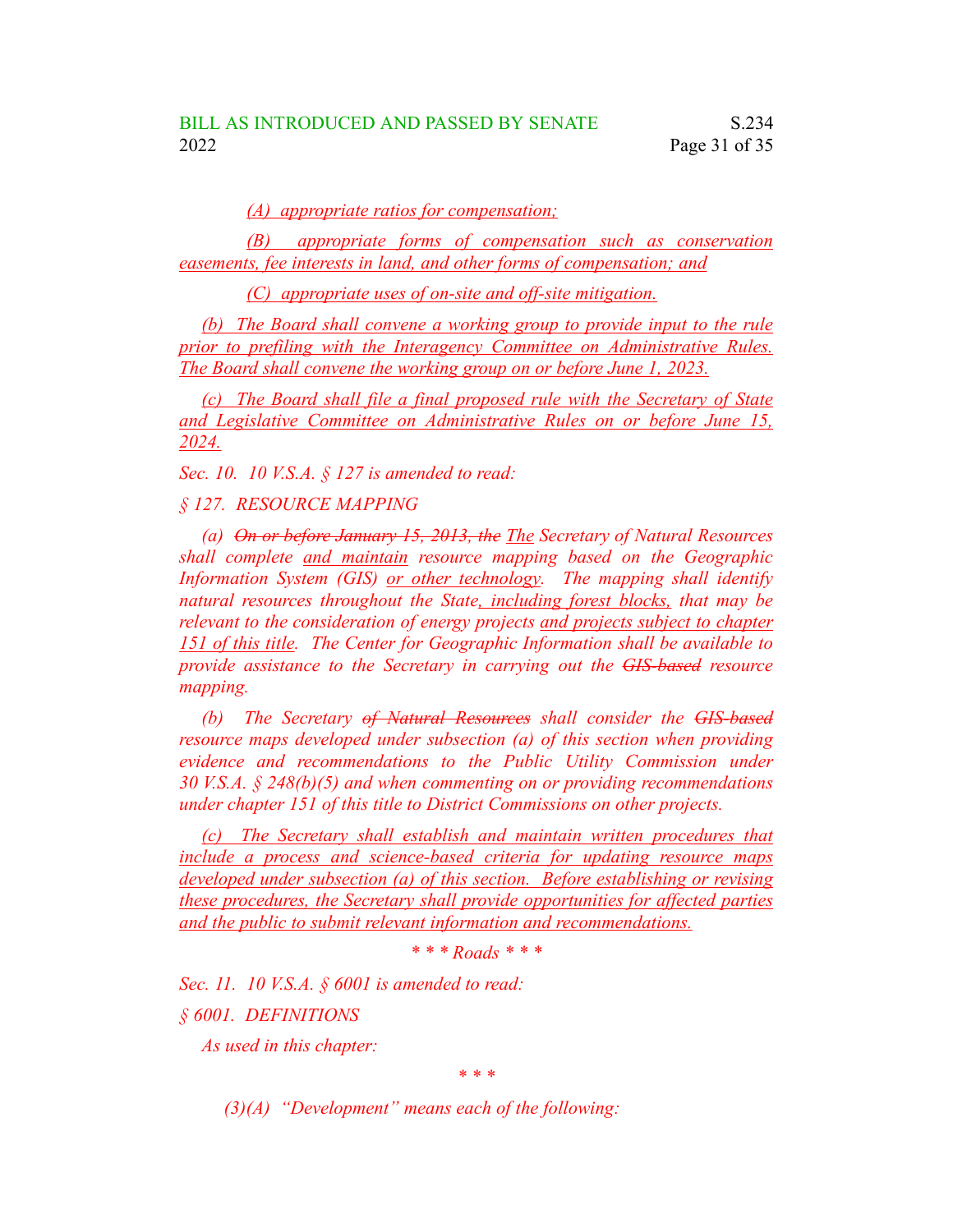(A) appropriate ratios for compensation;

(B) appropriate forms of compensation such as conservation easements, fee interests in land, and other forms of compensation; and

(C) appropriate uses of on-site and off-site mitigation.

(b) The Board shall convene a working group to provide input to the rule prior to prefiling with the Interagency Committee on Administrative Rules. The Board shall convene the working group on or before June 1, 2023.

(c) The Board shall file a final proposed rule with the Secretary of State and Legislative Committee on Administrative Rules on or before June 15, 2024.

*Sec. 10. 10 V.S.A. § 127 is amended to read:*

*§ 127. RESOURCE MAPPING*

*(a) ~~On or before January 15, 2013, the~~ The Secretary of Natural Resources shall complete and maintain resource mapping based on the Geographic Information System (GIS) or other technology. The mapping shall identify natural resources throughout the State, including forest blocks, that may be relevant to the consideration of energy projects and projects subject to chapter 151 of this title. The Center for Geographic Information shall be available to provide assistance to the Secretary in carrying out the ~~GIS-based~~ resource mapping.*

*(b) The Secretary ~~of Natural Resources~~ shall consider the ~~GIS-based~~ resource maps developed under subsection (a) of this section when providing evidence and recommendations to the Public Utility Commission under 30 V.S.A. § 248(b)(5) and when commenting on or providing recommendations under chapter 151 of this title to District Commissions on other projects.*

*(c) The Secretary shall establish and maintain written procedures that include a process and science-based criteria for updating resource maps developed under subsection (a) of this section. Before establishing or revising these procedures, the Secretary shall provide opportunities for affected parties and the public to submit relevant information and recommendations.*

*\* \* \* Roads \* \* \**

*Sec. 11. 10 V.S.A. § 6001 is amended to read:*

*§ 6001. DEFINITIONS*

*As used in this chapter:*

*\* \* \**

*(3)(A) "Development" means each of the following:*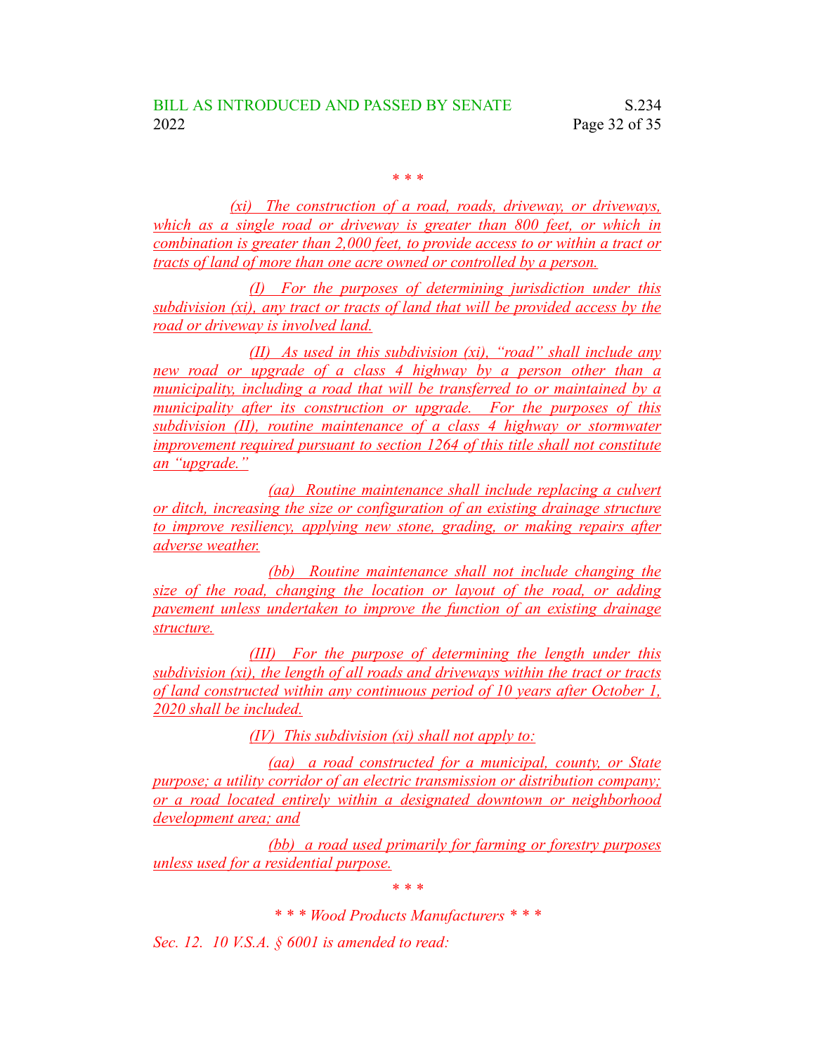\* \* \*

(xi) The construction of a road, roads, driveway, or driveways, which as a single road or driveway is greater than 800 feet, or which in combination is greater than 2,000 feet, to provide access to or within a tract or tracts of land of more than one acre owned or controlled by a person.

(I) For the purposes of determining jurisdiction under this subdivision (xi), any tract or tracts of land that will be provided access by the road or driveway is involved land.

(II) As used in this subdivision (xi), "road" shall include any new road or upgrade of a class 4 highway by a person other than a municipality, including a road that will be transferred to or maintained by a municipality after its construction or upgrade. For the purposes of this subdivision (II), routine maintenance of a class 4 highway or stormwater improvement required pursuant to section 1264 of this title shall not constitute an "upgrade."

(aa) Routine maintenance shall include replacing a culvert or ditch, increasing the size or configuration of an existing drainage structure to improve resiliency, applying new stone, grading, or making repairs after adverse weather.

(bb) Routine maintenance shall not include changing the size of the road, changing the location or layout of the road, or adding pavement unless undertaken to improve the function of an existing drainage structure.

(III) For the purpose of determining the length under this subdivision (xi), the length of all roads and driveways within the tract or tracts of land constructed within any continuous period of 10 years after October 1, 2020 shall be included.

(IV) This subdivision (xi) shall not apply to:

(aa) a road constructed for a municipal, county, or State purpose; a utility corridor of an electric transmission or distribution company; or a road located entirely within a designated downtown or neighborhood development area; and

(bb) a road used primarily for farming or forestry purposes unless used for a residential purpose.

\* \* \*

*\* \* \* Wood Products Manufacturers \* \* \**

*Sec. 12. 10 V.S.A. § 6001 is amended to read:*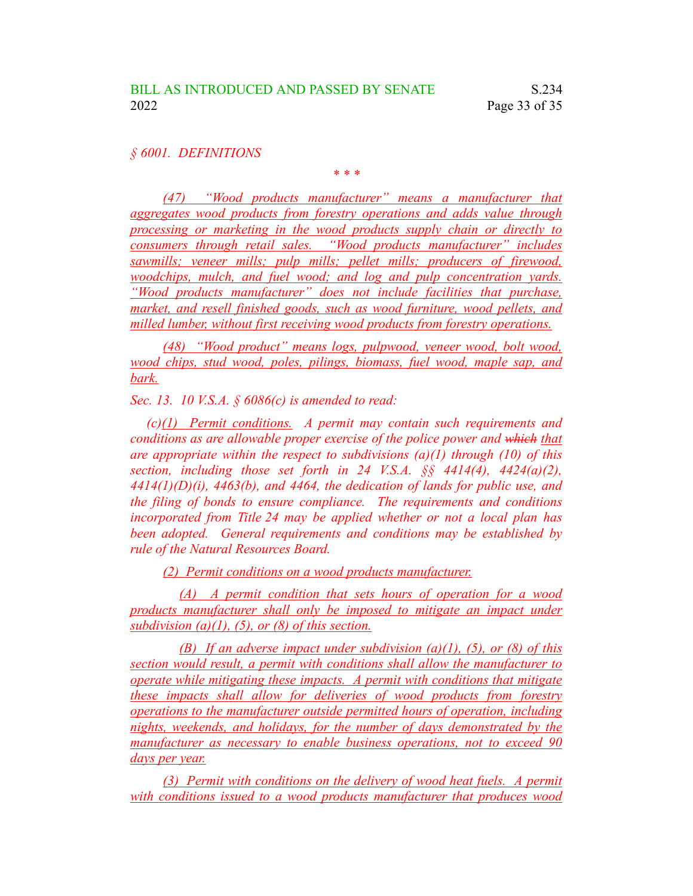*§ 6001. DEFINITIONS*

\* \* \*

*(47) "Wood products manufacturer" means a manufacturer that aggregates wood products from forestry operations and adds value through processing or marketing in the wood products supply chain or directly to consumers through retail sales. "Wood products manufacturer" includes sawmills; veneer mills; pulp mills; pellet mills; producers of firewood, woodchips, mulch, and fuel wood; and log and pulp concentration yards. "Wood products manufacturer" does not include facilities that purchase, market, and resell finished goods, such as wood furniture, wood pellets, and milled lumber, without first receiving wood products from forestry operations.*

*(48) "Wood product" means logs, pulpwood, veneer wood, bolt wood, wood chips, stud wood, poles, pilings, biomass, fuel wood, maple sap, and bark.*

*Sec. 13. 10 V.S.A. § 6086(c) is amended to read:*

*(c)(1) Permit conditions. A permit may contain such requirements and conditions as are allowable proper exercise of the police power and ~~which~~ that are appropriate within the respect to subdivisions (a)(1) through (10) of this section, including those set forth in 24 V.S.A. §§ 4414(4), 4424(a)(2), 4414(1)(D)(i), 4463(b), and 4464, the dedication of lands for public use, and the filing of bonds to ensure compliance. The requirements and conditions incorporated from Title 24 may be applied whether or not a local plan has been adopted. General requirements and conditions may be established by rule of the Natural Resources Board.*

*(2) Permit conditions on a wood products manufacturer.*

*(A) A permit condition that sets hours of operation for a wood products manufacturer shall only be imposed to mitigate an impact under subdivision (a)(1), (5), or (8) of this section.*

*(B) If an adverse impact under subdivision (a)(1), (5), or (8) of this section would result, a permit with conditions shall allow the manufacturer to operate while mitigating these impacts. A permit with conditions that mitigate these impacts shall allow for deliveries of wood products from forestry operations to the manufacturer outside permitted hours of operation, including nights, weekends, and holidays, for the number of days demonstrated by the manufacturer as necessary to enable business operations, not to exceed 90 days per year.*

*(3) Permit with conditions on the delivery of wood heat fuels. A permit with conditions issued to a wood products manufacturer that produces wood*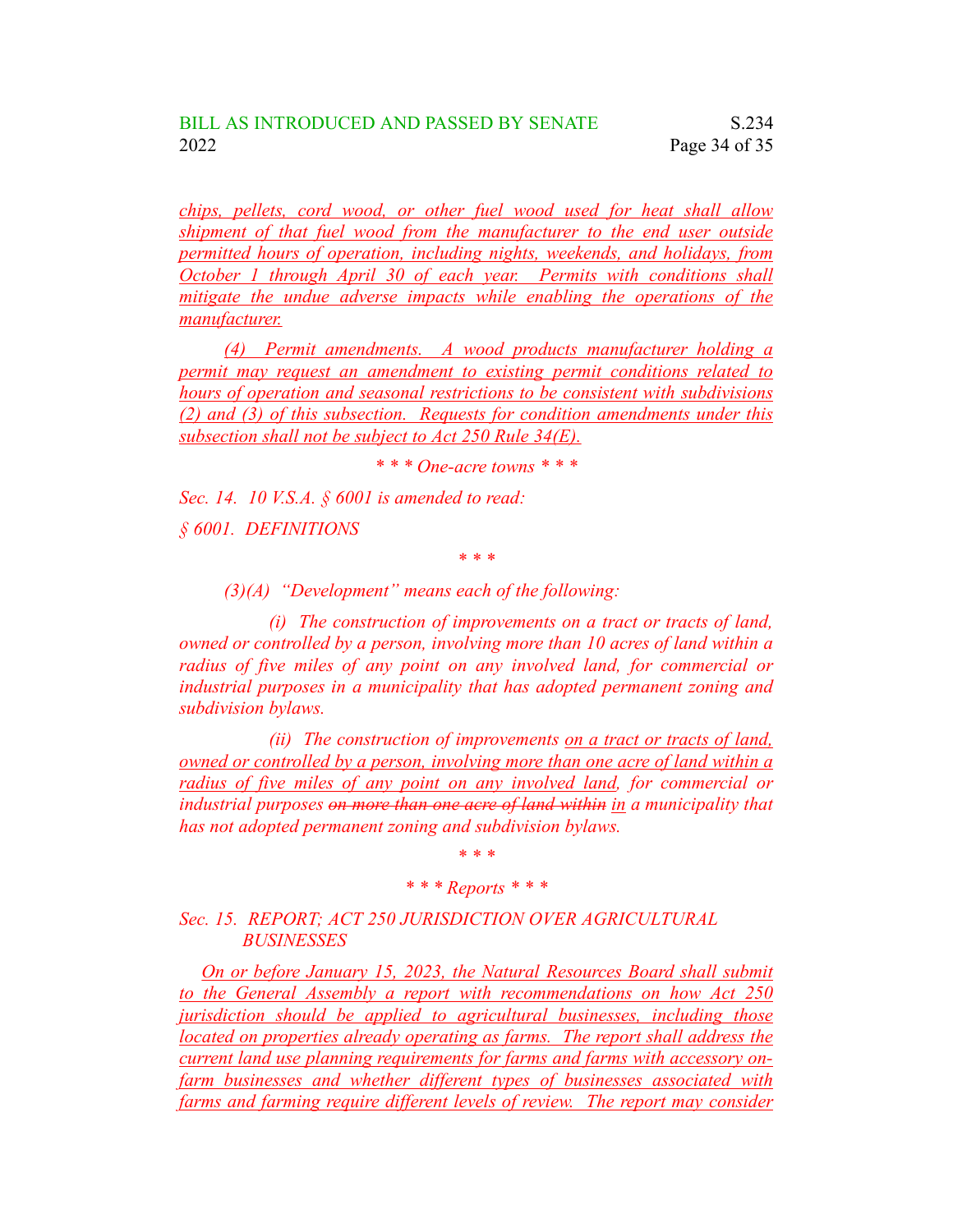chips, pellets, cord wood, or other fuel wood used for heat shall allow shipment of that fuel wood from the manufacturer to the end user outside permitted hours of operation, including nights, weekends, and holidays, from October 1 through April 30 of each year. Permits with conditions shall mitigate the undue adverse impacts while enabling the operations of the manufacturer.

(4) Permit amendments. A wood products manufacturer holding a permit may request an amendment to existing permit conditions related to hours of operation and seasonal restrictions to be consistent with subdivisions (2) and (3) of this subsection. Requests for condition amendments under this subsection shall not be subject to Act 250 Rule 34(E).

*\* \* \* One-acre towns \* \* \**

*Sec. 14. 10 V.S.A. § 6001 is amended to read:*

*§ 6001. DEFINITIONS*

*\* \* \**

*(3)(A) "Development" means each of the following:*

*(i) The construction of improvements on a tract or tracts of land, owned or controlled by a person, involving more than 10 acres of land within a radius of five miles of any point on any involved land, for commercial or industrial purposes in a municipality that has adopted permanent zoning and subdivision bylaws.*

*(ii) The construction of improvements on a tract or tracts of land, owned or controlled by a person, involving more than one acre of land within a radius of five miles of any point on any involved land, for commercial or industrial purposes ~~on more than one acre of land within~~ in a municipality that has not adopted permanent zoning and subdivision bylaws.*

*\* \* \**

*\* \* \* Reports \* \* \**

*Sec. 15. REPORT; ACT 250 JURISDICTION OVER AGRICULTURAL BUSINESSES*

On or before January 15, 2023, the Natural Resources Board shall submit to the General Assembly a report with recommendations on how Act 250 jurisdiction should be applied to agricultural businesses, including those located on properties already operating as farms. The report shall address the current land use planning requirements for farms and farms with accessory on-farm businesses and whether different types of businesses associated with farms and farming require different levels of review. The report may consider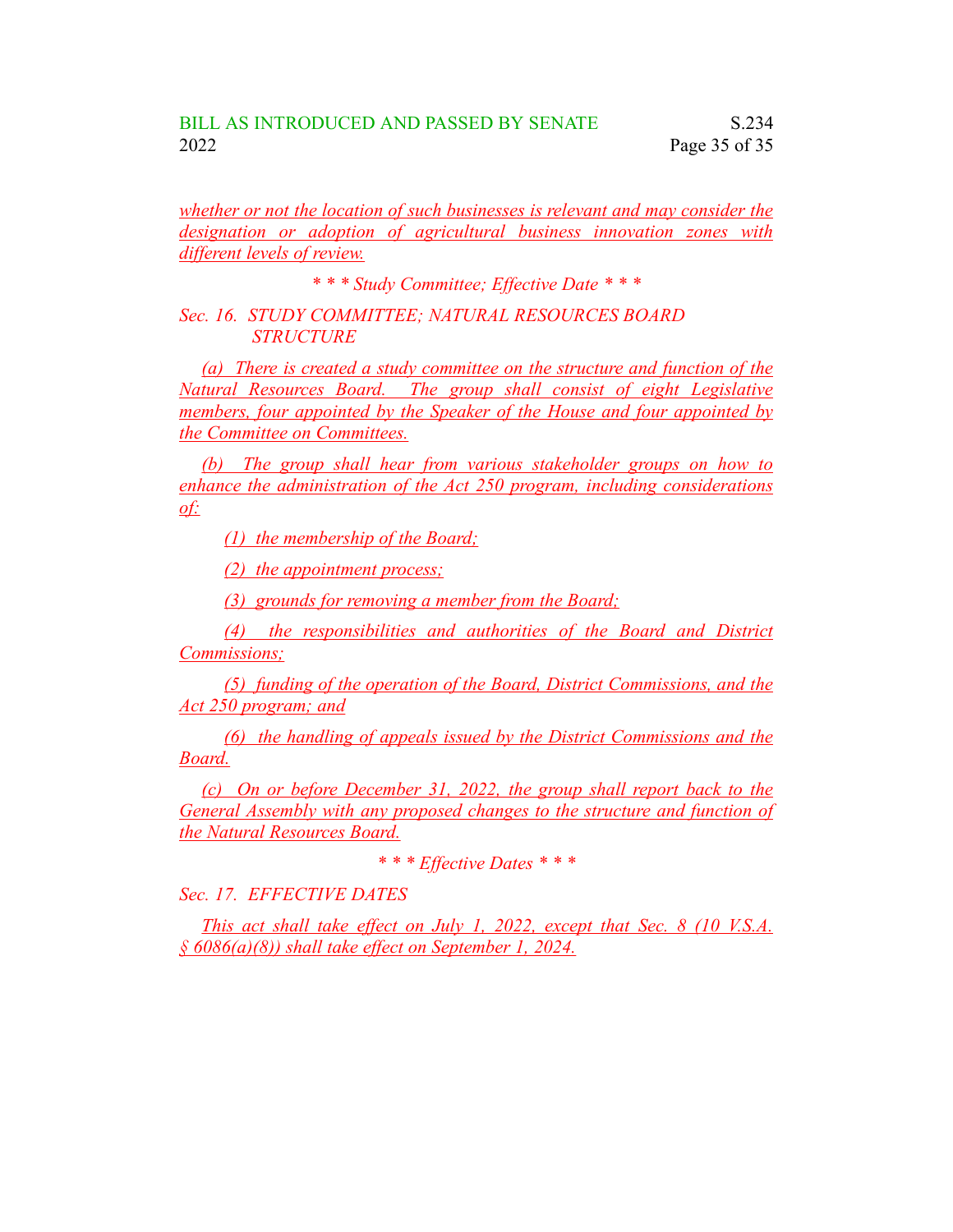*whether or not the location of such businesses is relevant and may consider the designation or adoption of agricultural business innovation zones with different levels of review.*

*\* \* \* Study Committee; Effective Date \* \* \**

*Sec. 16. STUDY COMMITTEE; NATURAL RESOURCES BOARD STRUCTURE*

*(a) There is created a study committee on the structure and function of the Natural Resources Board. The group shall consist of eight Legislative members, four appointed by the Speaker of the House and four appointed by the Committee on Committees.*

*(b) The group shall hear from various stakeholder groups on how to enhance the administration of the Act 250 program, including considerations of:*

*(1) the membership of the Board;*

*(2) the appointment process;*

*(3) grounds for removing a member from the Board;*

*(4) the responsibilities and authorities of the Board and District Commissions;*

*(5) funding of the operation of the Board, District Commissions, and the Act 250 program; and*

*(6) the handling of appeals issued by the District Commissions and the Board.*

*(c) On or before December 31, 2022, the group shall report back to the General Assembly with any proposed changes to the structure and function of the Natural Resources Board.*

*\* \* \* Effective Dates \* \* \**

*Sec. 17. EFFECTIVE DATES*

*This act shall take effect on July 1, 2022, except that Sec. 8 (10 V.S.A. § 6086(a)(8)) shall take effect on September 1, 2024.*